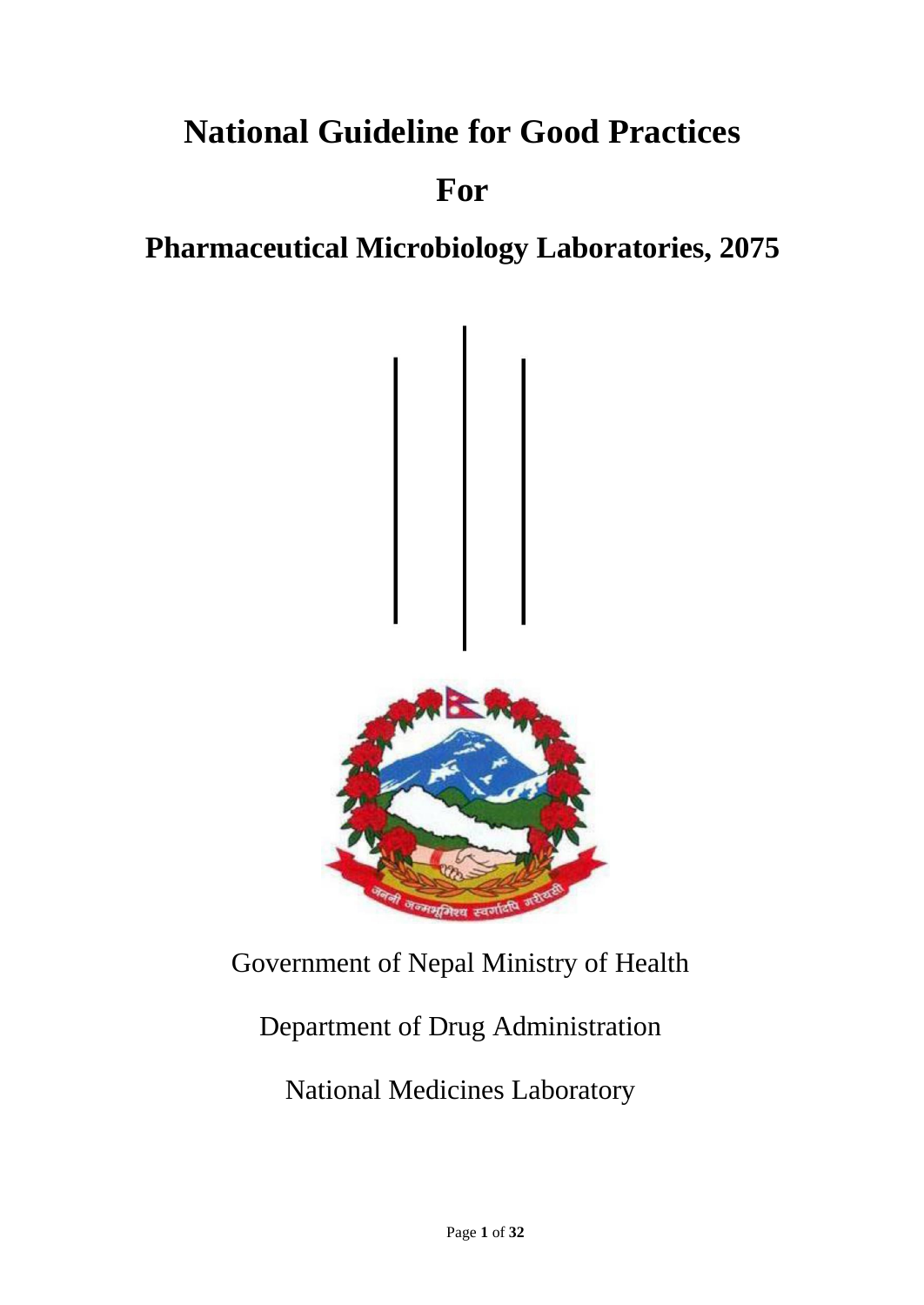# National Guideline for Good Practices

# For

# Pharmaceutical Microbiology Laboratories, 2075

Government of Nepal Ministry of Health

Department of Drug Administration

National Medicines Laboratory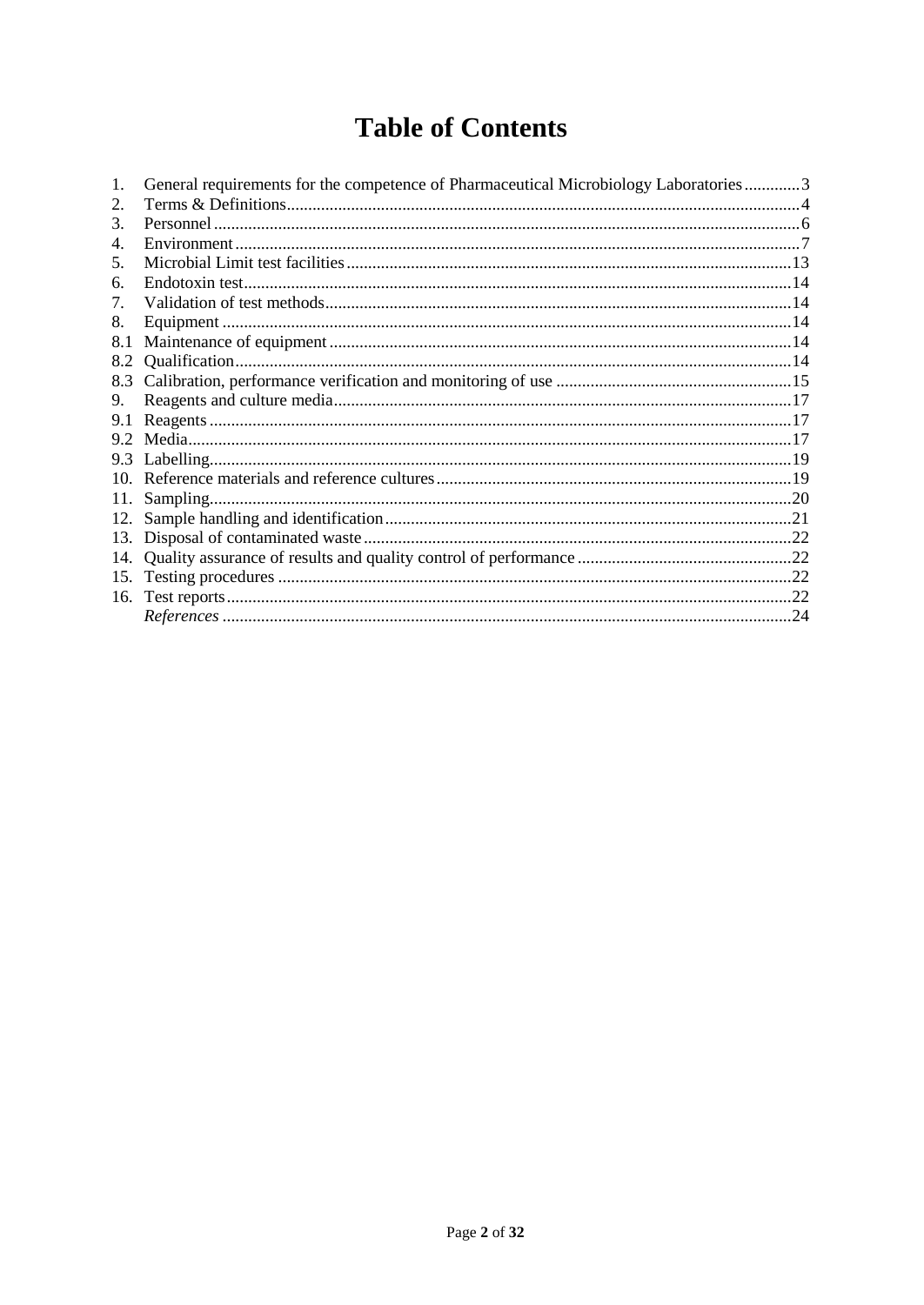# Table of Contents

1. General requirements for the competence of Pharmaceutical Microbiology Laboratories .............3
2. Terms & Definitions .......................................................................................................4
3. Personnel .......................................................................................................................6
4. Environment ...................................................................................................................7
5. Microbial Limit test facilities ........................................................................................13
6. Endotoxin test ...............................................................................................................14
7. Validation of test methods ............................................................................................14
8. Equipment .....................................................................................................................14
8.1 Maintenance of equipment ..........................................................................................14
8.2 Qualification .................................................................................................................14
8.3 Calibration, performance verification and monitoring of use .......................................15
9. Reagents and culture media ..........................................................................................17
9.1 Reagents .......................................................................................................................17
9.2 Media ............................................................................................................................17
9.3 Labelling .......................................................................................................................19
10. Reference materials and reference cultures ...................................................................19
11. Sampling .......................................................................................................................20
12. Sample handling and identification ...............................................................................21
13. Disposal of contaminated waste ....................................................................................22
14. Quality assurance of results and quality control of performance ..................................22
15. Testing procedures ........................................................................................................22
16. Test reports ...................................................................................................................22

*References* ......................................................................................................................24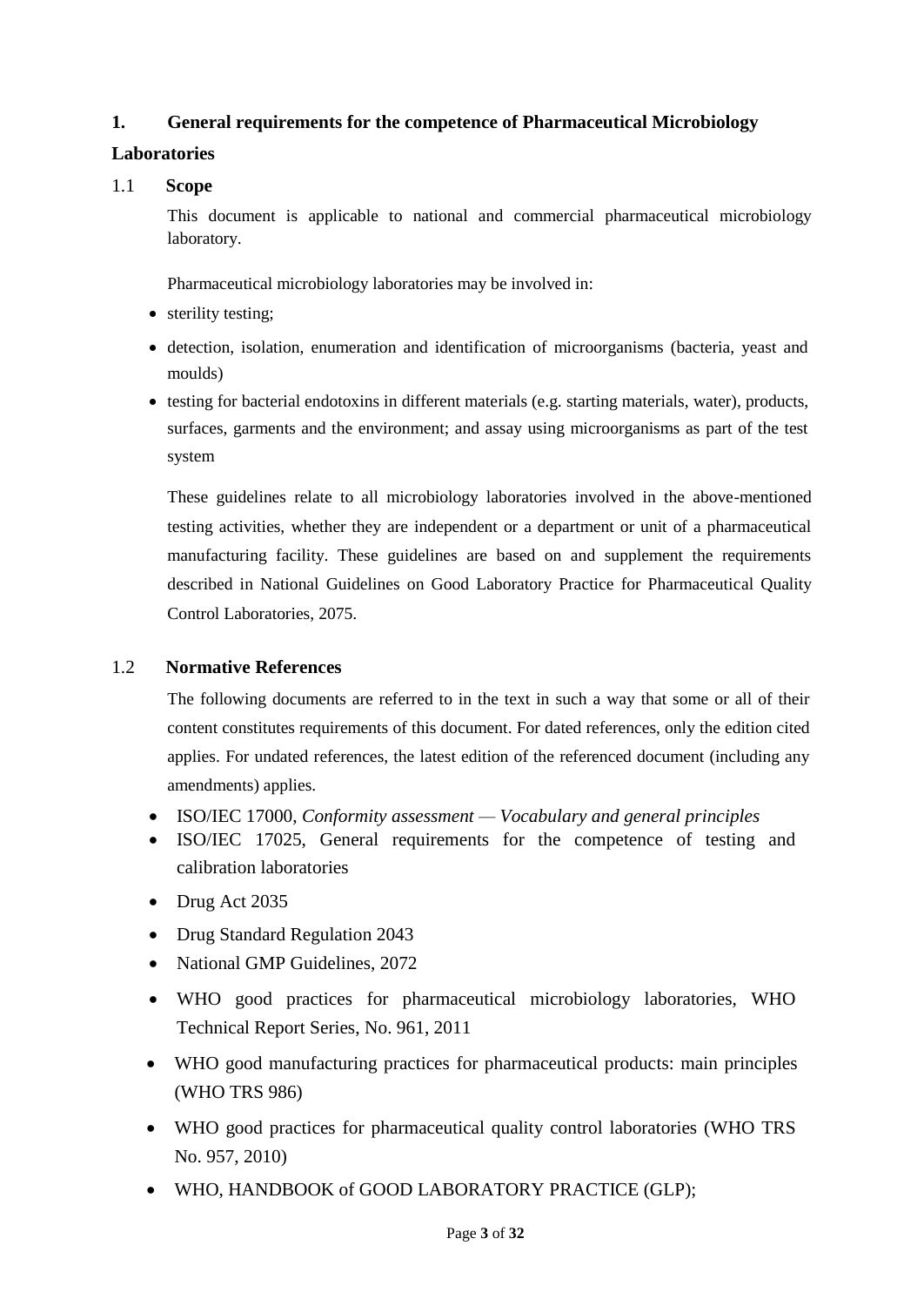## 1. General requirements for the competence of Pharmaceutical Microbiology Laboratories

### 1.1 Scope

This document is applicable to national and commercial pharmaceutical microbiology laboratory.

Pharmaceutical microbiology laboratories may be involved in:

- sterility testing;
- detection, isolation, enumeration and identification of microorganisms (bacteria, yeast and moulds)
- testing for bacterial endotoxins in different materials (e.g. starting materials, water), products, surfaces, garments and the environment; and assay using microorganisms as part of the test system

These guidelines relate to all microbiology laboratories involved in the above-mentioned testing activities, whether they are independent or a department or unit of a pharmaceutical manufacturing facility. These guidelines are based on and supplement the requirements described in National Guidelines on Good Laboratory Practice for Pharmaceutical Quality Control Laboratories, 2075.

### 1.2 Normative References

The following documents are referred to in the text in such a way that some or all of their content constitutes requirements of this document. For dated references, only the edition cited applies. For undated references, the latest edition of the referenced document (including any amendments) applies.

- ISO/IEC 17000, *Conformity assessment — Vocabulary and general principles*
- ISO/IEC 17025, General requirements for the competence of testing and calibration laboratories
- Drug Act 2035
- Drug Standard Regulation 2043
- National GMP Guidelines, 2072
- WHO good practices for pharmaceutical microbiology laboratories, WHO Technical Report Series, No. 961, 2011
- WHO good manufacturing practices for pharmaceutical products: main principles (WHO TRS 986)
- WHO good practices for pharmaceutical quality control laboratories (WHO TRS No. 957, 2010)
- WHO, HANDBOOK of GOOD LABORATORY PRACTICE (GLP);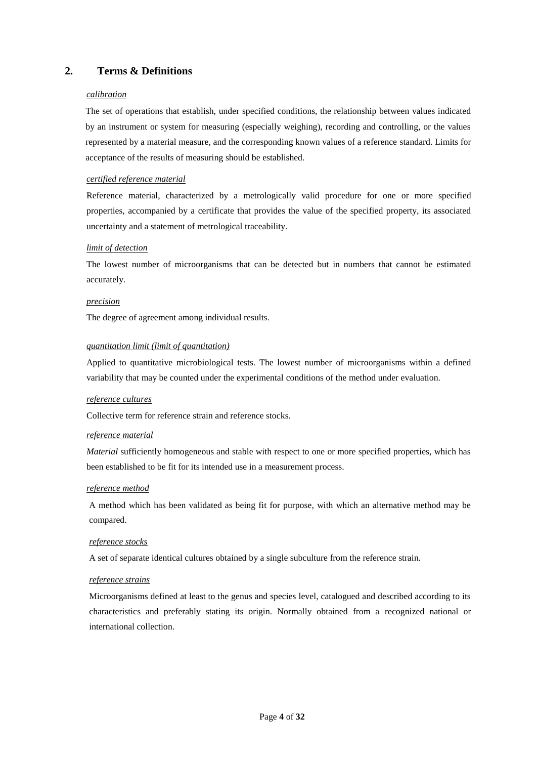## 2. Terms & Definitions

*calibration*

The set of operations that establish, under specified conditions, the relationship between values indicated by an instrument or system for measuring (especially weighing), recording and controlling, or the values represented by a material measure, and the corresponding known values of a reference standard. Limits for acceptance of the results of measuring should be established.

*certified reference material*

Reference material, characterized by a metrologically valid procedure for one or more specified properties, accompanied by a certificate that provides the value of the specified property, its associated uncertainty and a statement of metrological traceability.

*limit of detection*

The lowest number of microorganisms that can be detected but in numbers that cannot be estimated accurately.

*precision*

The degree of agreement among individual results.

*quantitation limit (limit of quantitation)*

Applied to quantitative microbiological tests. The lowest number of microorganisms within a defined variability that may be counted under the experimental conditions of the method under evaluation.

*reference cultures*

Collective term for reference strain and reference stocks.

*reference material*

*Material* sufficiently homogeneous and stable with respect to one or more specified properties, which has been established to be fit for its intended use in a measurement process.

*reference method*

A method which has been validated as being fit for purpose, with which an alternative method may be compared.

*reference stocks*

A set of separate identical cultures obtained by a single subculture from the reference strain.

*reference strains*

Microorganisms defined at least to the genus and species level, catalogued and described according to its characteristics and preferably stating its origin. Normally obtained from a recognized national or international collection.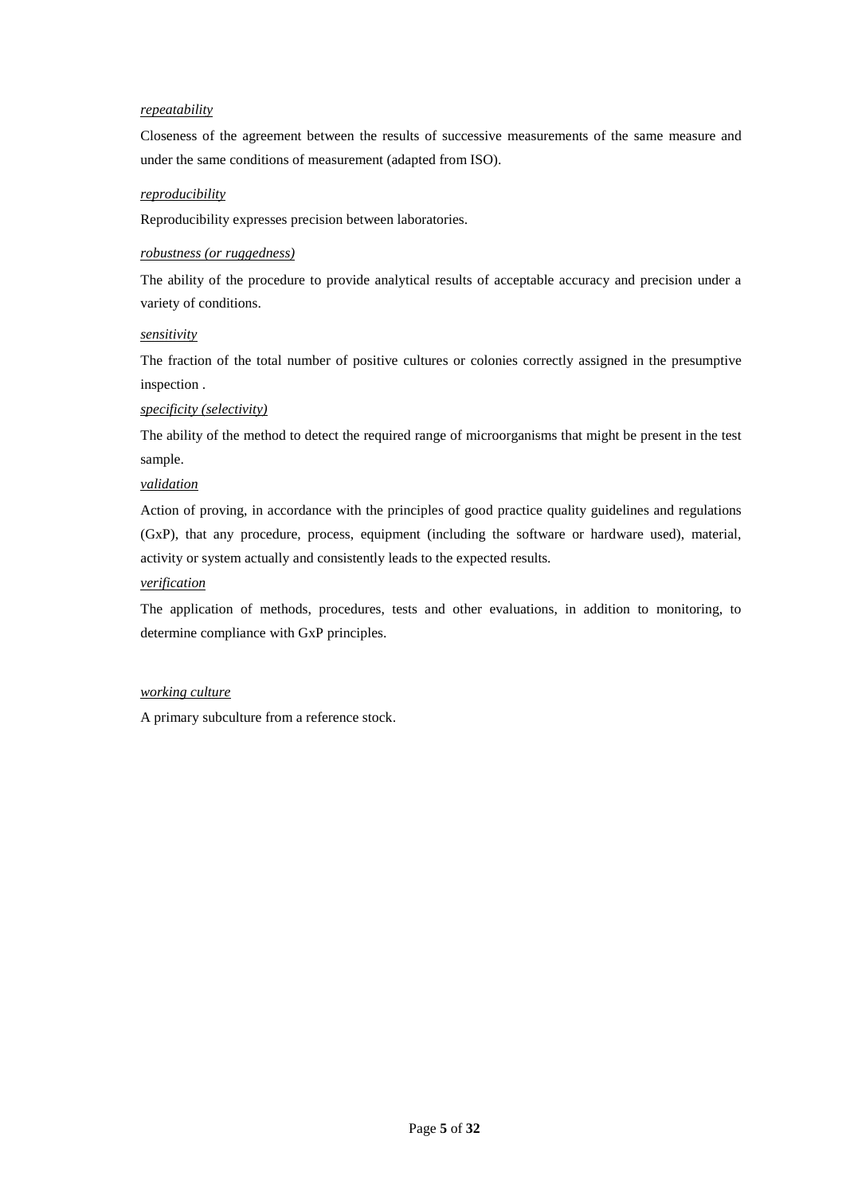*repeatability*

Closeness of the agreement between the results of successive measurements of the same measure and under the same conditions of measurement (adapted from ISO).

*reproducibility*

Reproducibility expresses precision between laboratories.

*robustness (or ruggedness)*

The ability of the procedure to provide analytical results of acceptable accuracy and precision under a variety of conditions.

*sensitivity*

The fraction of the total number of positive cultures or colonies correctly assigned in the presumptive inspection .

*specificity (selectivity)*

The ability of the method to detect the required range of microorganisms that might be present in the test sample.

*validation*

Action of proving, in accordance with the principles of good practice quality guidelines and regulations (GxP), that any procedure, process, equipment (including the software or hardware used), material, activity or system actually and consistently leads to the expected results.

*verification*

The application of methods, procedures, tests and other evaluations, in addition to monitoring, to determine compliance with GxP principles.

*working culture*

A primary subculture from a reference stock.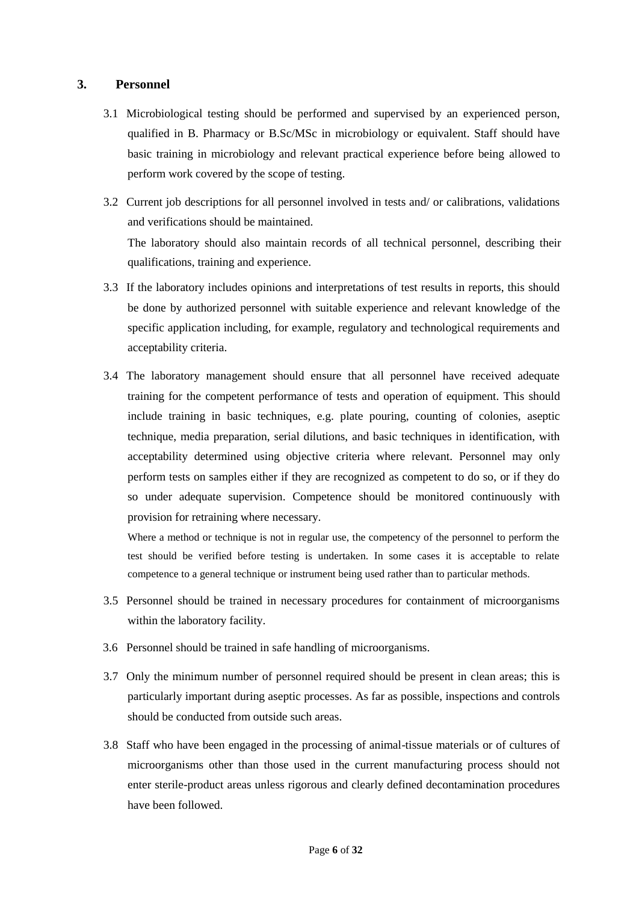## 3. Personnel

3.1 Microbiological testing should be performed and supervised by an experienced person, qualified in B. Pharmacy or B.Sc/MSc in microbiology or equivalent. Staff should have basic training in microbiology and relevant practical experience before being allowed to perform work covered by the scope of testing.

3.2 Current job descriptions for all personnel involved in tests and/ or calibrations, validations and verifications should be maintained.

The laboratory should also maintain records of all technical personnel, describing their qualifications, training and experience.

3.3 If the laboratory includes opinions and interpretations of test results in reports, this should be done by authorized personnel with suitable experience and relevant knowledge of the specific application including, for example, regulatory and technological requirements and acceptability criteria.

3.4 The laboratory management should ensure that all personnel have received adequate training for the competent performance of tests and operation of equipment. This should include training in basic techniques, e.g. plate pouring, counting of colonies, aseptic technique, media preparation, serial dilutions, and basic techniques in identification, with acceptability determined using objective criteria where relevant. Personnel may only perform tests on samples either if they are recognized as competent to do so, or if they do so under adequate supervision. Competence should be monitored continuously with provision for retraining where necessary.

Where a method or technique is not in regular use, the competency of the personnel to perform the test should be verified before testing is undertaken. In some cases it is acceptable to relate competence to a general technique or instrument being used rather than to particular methods.

3.5 Personnel should be trained in necessary procedures for containment of microorganisms within the laboratory facility.

3.6 Personnel should be trained in safe handling of microorganisms.

3.7 Only the minimum number of personnel required should be present in clean areas; this is particularly important during aseptic processes. As far as possible, inspections and controls should be conducted from outside such areas.

3.8 Staff who have been engaged in the processing of animal-tissue materials or of cultures of microorganisms other than those used in the current manufacturing process should not enter sterile-product areas unless rigorous and clearly defined decontamination procedures have been followed.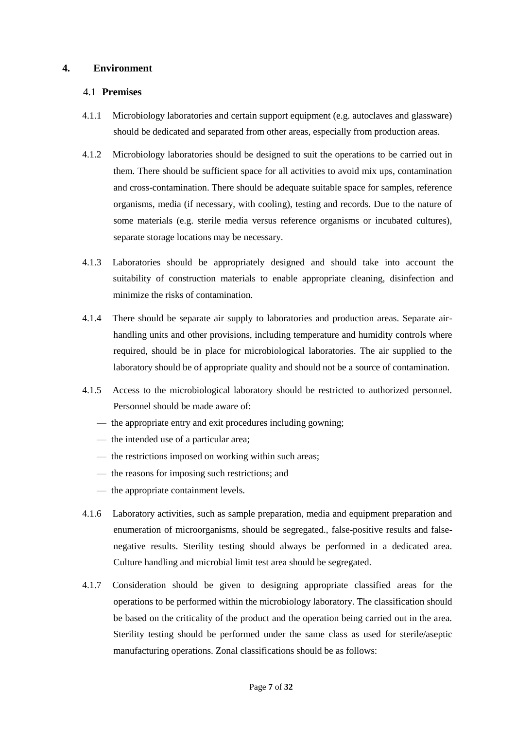## 4. Environment

### 4.1 Premises

4.1.1 Microbiology laboratories and certain support equipment (e.g. autoclaves and glassware) should be dedicated and separated from other areas, especially from production areas.

4.1.2 Microbiology laboratories should be designed to suit the operations to be carried out in them. There should be sufficient space for all activities to avoid mix ups, contamination and cross-contamination. There should be adequate suitable space for samples, reference organisms, media (if necessary, with cooling), testing and records. Due to the nature of some materials (e.g. sterile media versus reference organisms or incubated cultures), separate storage locations may be necessary.

4.1.3 Laboratories should be appropriately designed and should take into account the suitability of construction materials to enable appropriate cleaning, disinfection and minimize the risks of contamination.

4.1.4 There should be separate air supply to laboratories and production areas. Separate air-handling units and other provisions, including temperature and humidity controls where required, should be in place for microbiological laboratories. The air supplied to the laboratory should be of appropriate quality and should not be a source of contamination.

4.1.5 Access to the microbiological laboratory should be restricted to authorized personnel. Personnel should be made aware of:

- the appropriate entry and exit procedures including gowning;
- the intended use of a particular area;
- the restrictions imposed on working within such areas;
- the reasons for imposing such restrictions; and
- the appropriate containment levels.

4.1.6 Laboratory activities, such as sample preparation, media and equipment preparation and enumeration of microorganisms, should be segregated., false-positive results and false-negative results. Sterility testing should always be performed in a dedicated area. Culture handling and microbial limit test area should be segregated.

4.1.7 Consideration should be given to designing appropriate classified areas for the operations to be performed within the microbiology laboratory. The classification should be based on the criticality of the product and the operation being carried out in the area. Sterility testing should be performed under the same class as used for sterile/aseptic manufacturing operations. Zonal classifications should be as follows: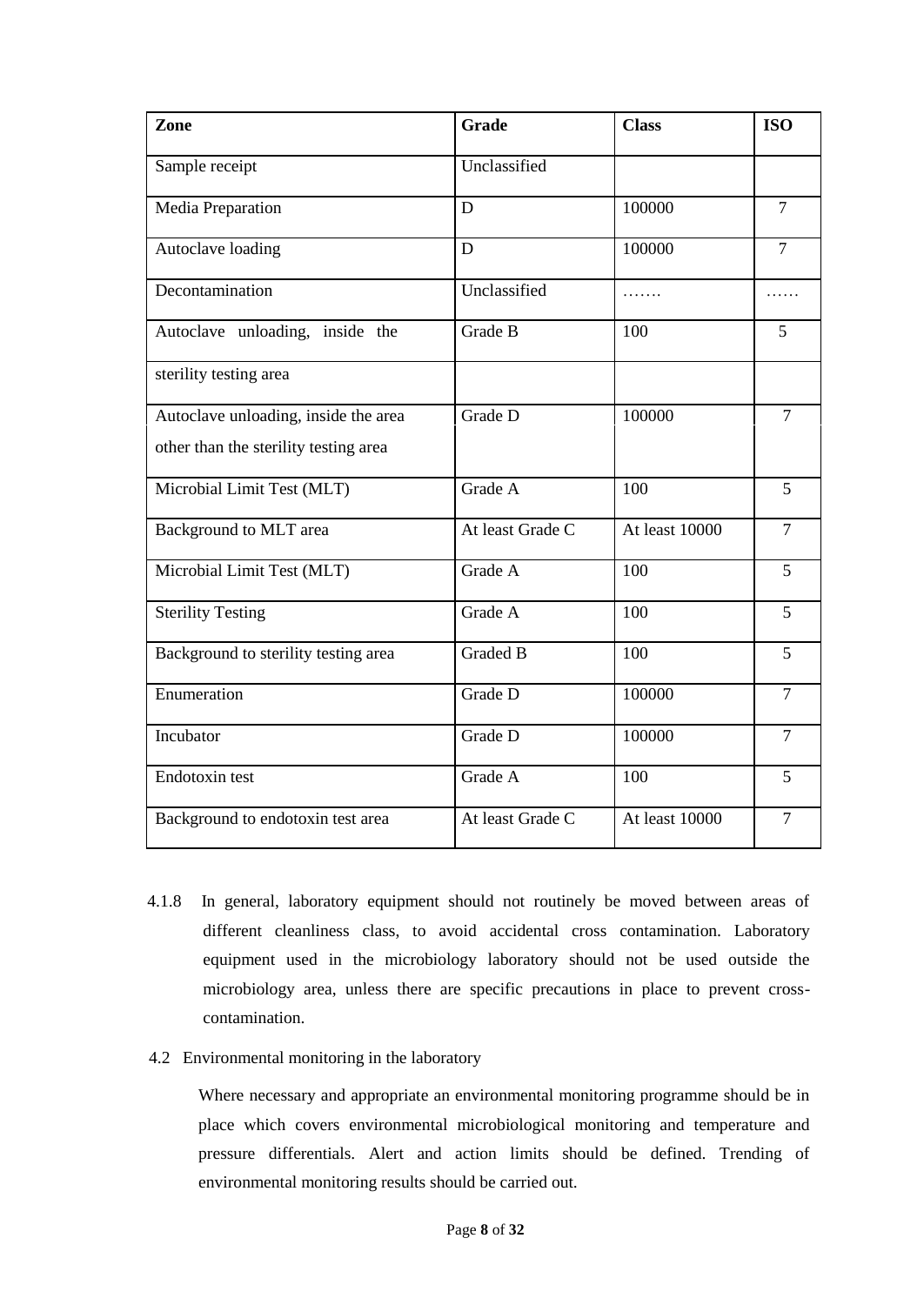| Zone | Grade | Class | ISO |
|---|---|---|---|
| Sample receipt | Unclassified | | |
| Media Preparation | D | 100000 | 7 |
| Autoclave loading | D | 100000 | 7 |
| Decontamination | Unclassified | ……. | …… |
| Autoclave unloading, inside the sterility testing area | Grade B | 100 | 5 |
| Autoclave unloading, inside the area other than the sterility testing area | Grade D | 100000 | 7 |
| Microbial Limit Test (MLT) | Grade A | 100 | 5 |
| Background to MLT area | At least Grade C | At least 10000 | 7 |
| Microbial Limit Test (MLT) | Grade A | 100 | 5 |
| Sterility Testing | Grade A | 100 | 5 |
| Background to sterility testing area | Graded B | 100 | 5 |
| Enumeration | Grade D | 100000 | 7 |
| Incubator | Grade D | 100000 | 7 |
| Endotoxin test | Grade A | 100 | 5 |
| Background to endotoxin test area | At least Grade C | At least 10000 | 7 |

4.1.8 In general, laboratory equipment should not routinely be moved between areas of different cleanliness class, to avoid accidental cross contamination. Laboratory equipment used in the microbiology laboratory should not be used outside the microbiology area, unless there are specific precautions in place to prevent cross-contamination.

4.2 Environmental monitoring in the laboratory

Where necessary and appropriate an environmental monitoring programme should be in place which covers environmental microbiological monitoring and temperature and pressure differentials. Alert and action limits should be defined. Trending of environmental monitoring results should be carried out.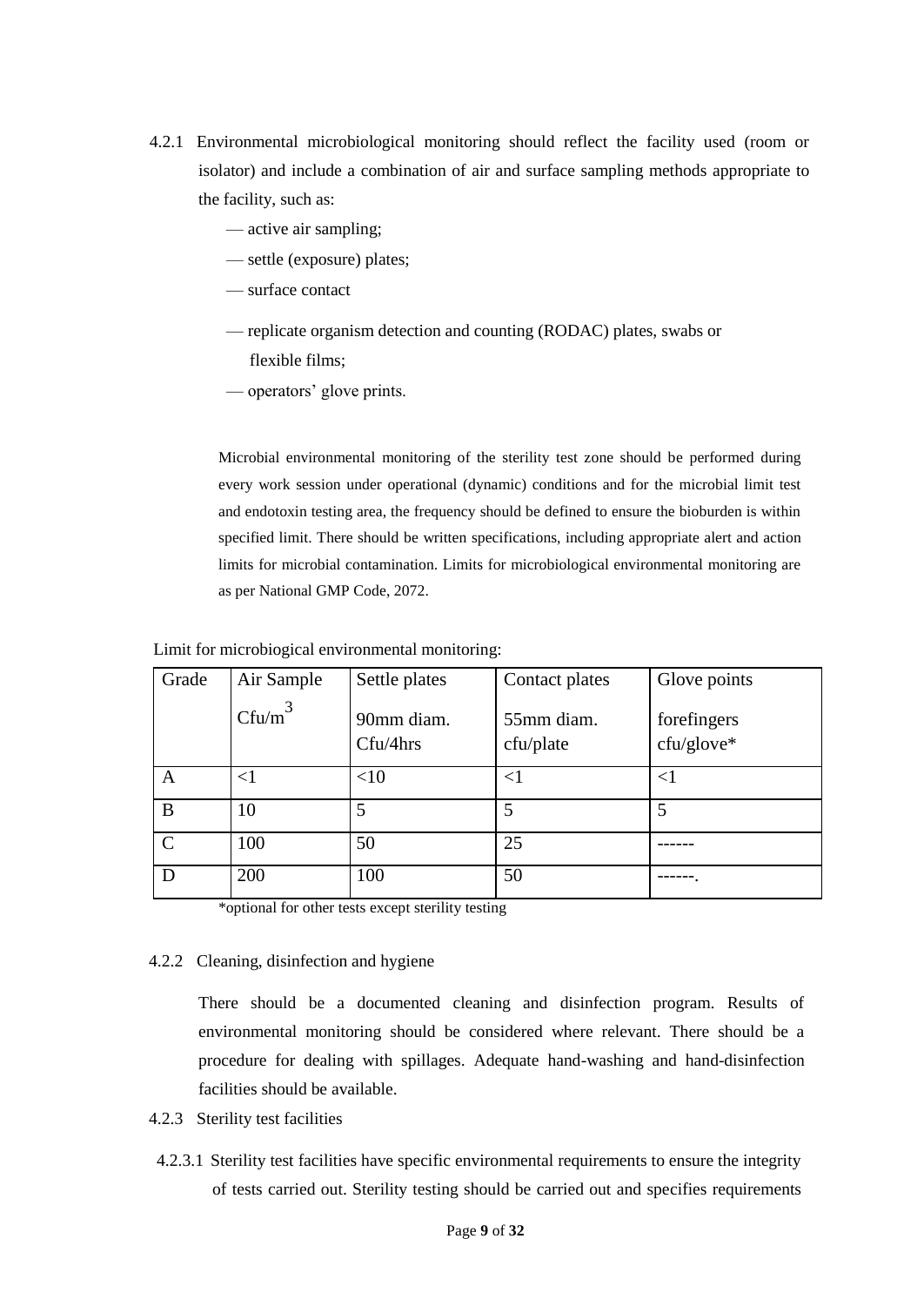4.2.1 Environmental microbiological monitoring should reflect the facility used (room or isolator) and include a combination of air and surface sampling methods appropriate to the facility, such as:

— active air sampling;

— settle (exposure) plates;

— surface contact

— replicate organism detection and counting (RODAC) plates, swabs or flexible films;

— operators' glove prints.

Microbial environmental monitoring of the sterility test zone should be performed during every work session under operational (dynamic) conditions and for the microbial limit test and endotoxin testing area, the frequency should be defined to ensure the bioburden is within specified limit. There should be written specifications, including appropriate alert and action limits for microbial contamination. Limits for microbiological environmental monitoring are as per National GMP Code, 2072.

Limit for microbiogical environmental monitoring:

| Grade | Air Sample Cfu/m$^3$ | Settle plates 90mm diam. Cfu/4hrs | Contact plates 55mm diam. cfu/plate | Glove points forefingers cfu/glove* |
|---|---|---|---|---|
| A | <1 | <10 | <1 | <1 |
| B | 10 | 5 | 5 | 5 |
| C | 100 | 50 | 25 | ------ |
| D | 200 | 100 | 50 | ------. |

*optional for other tests except sterility testing

4.2.2 Cleaning, disinfection and hygiene

There should be a documented cleaning and disinfection program. Results of environmental monitoring should be considered where relevant. There should be a procedure for dealing with spillages. Adequate hand-washing and hand-disinfection facilities should be available.

4.2.3 Sterility test facilities

4.2.3.1 Sterility test facilities have specific environmental requirements to ensure the integrity of tests carried out. Sterility testing should be carried out and specifies requirements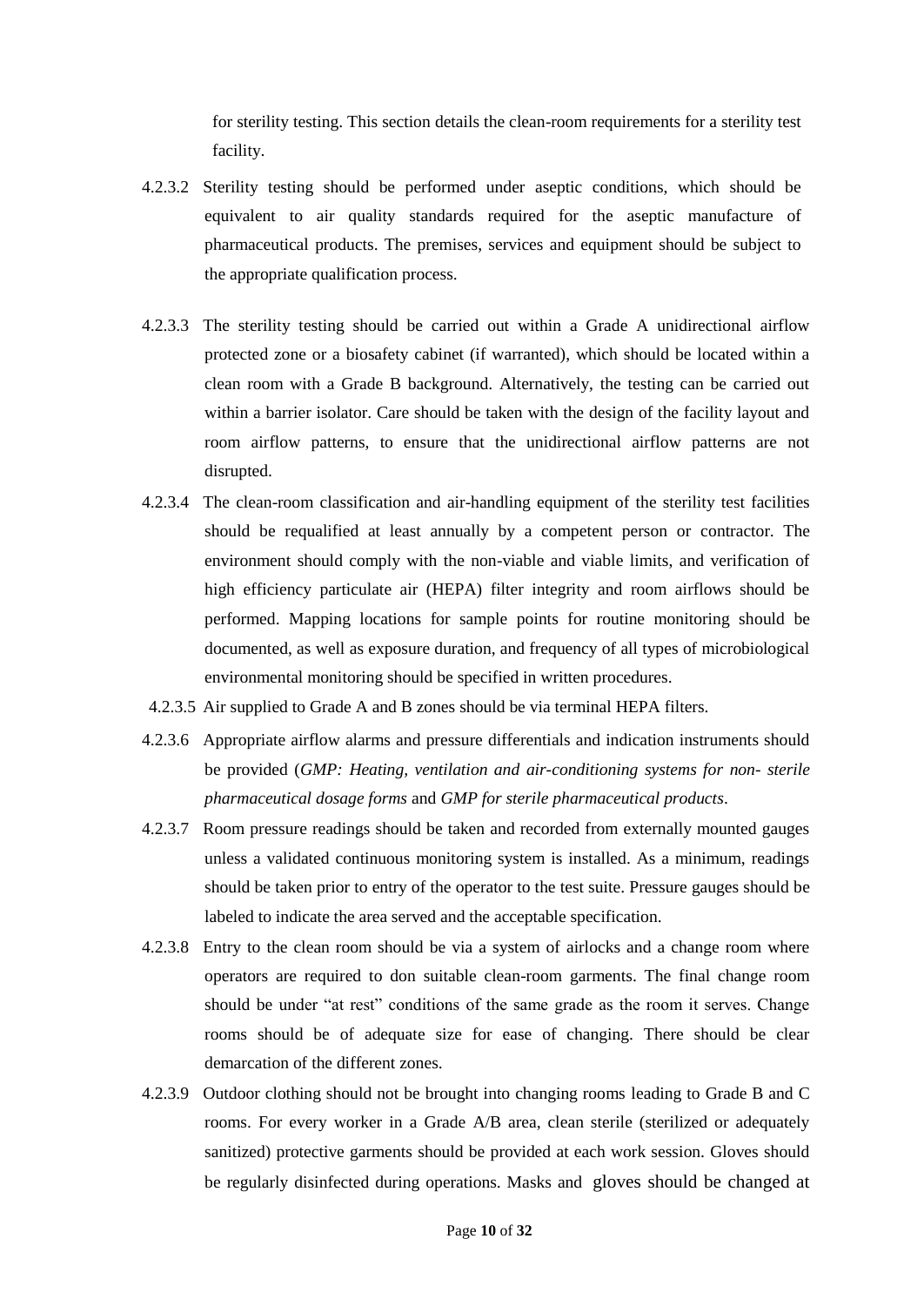for sterility testing. This section details the clean-room requirements for a sterility test facility.

4.2.3.2 Sterility testing should be performed under aseptic conditions, which should be equivalent to air quality standards required for the aseptic manufacture of pharmaceutical products. The premises, services and equipment should be subject to the appropriate qualification process.

4.2.3.3 The sterility testing should be carried out within a Grade A unidirectional airflow protected zone or a biosafety cabinet (if warranted), which should be located within a clean room with a Grade B background. Alternatively, the testing can be carried out within a barrier isolator. Care should be taken with the design of the facility layout and room airflow patterns, to ensure that the unidirectional airflow patterns are not disrupted.

4.2.3.4 The clean-room classification and air-handling equipment of the sterility test facilities should be requalified at least annually by a competent person or contractor. The environment should comply with the non-viable and viable limits, and verification of high efficiency particulate air (HEPA) filter integrity and room airflows should be performed. Mapping locations for sample points for routine monitoring should be documented, as well as exposure duration, and frequency of all types of microbiological environmental monitoring should be specified in written procedures.

4.2.3.5 Air supplied to Grade A and B zones should be via terminal HEPA filters.

4.2.3.6 Appropriate airflow alarms and pressure differentials and indication instruments should be provided (*GMP: Heating, ventilation and air-conditioning systems for non- sterile pharmaceutical dosage forms* and *GMP for sterile pharmaceutical products*.

4.2.3.7 Room pressure readings should be taken and recorded from externally mounted gauges unless a validated continuous monitoring system is installed. As a minimum, readings should be taken prior to entry of the operator to the test suite. Pressure gauges should be labeled to indicate the area served and the acceptable specification.

4.2.3.8 Entry to the clean room should be via a system of airlocks and a change room where operators are required to don suitable clean-room garments. The final change room should be under "at rest" conditions of the same grade as the room it serves. Change rooms should be of adequate size for ease of changing. There should be clear demarcation of the different zones.

4.2.3.9 Outdoor clothing should not be brought into changing rooms leading to Grade B and C rooms. For every worker in a Grade A/B area, clean sterile (sterilized or adequately sanitized) protective garments should be provided at each work session. Gloves should be regularly disinfected during operations. Masks and gloves should be changed at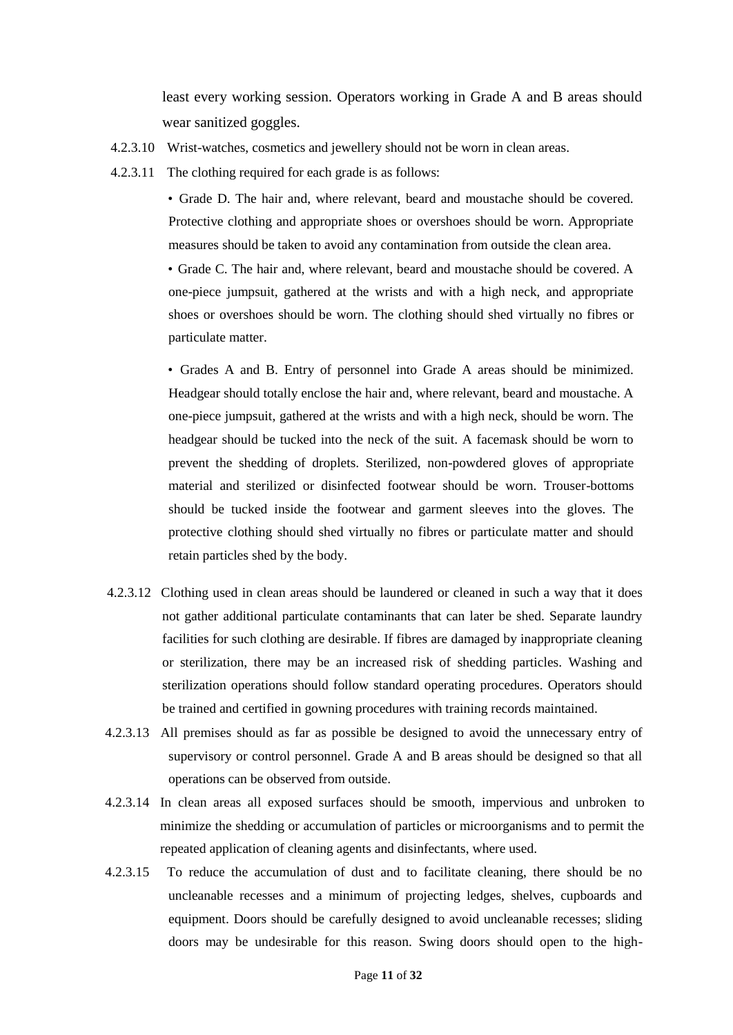least every working session. Operators working in Grade A and B areas should wear sanitized goggles.

4.2.3.10 Wrist-watches, cosmetics and jewellery should not be worn in clean areas.

4.2.3.11 The clothing required for each grade is as follows:

- Grade D. The hair and, where relevant, beard and moustache should be covered. Protective clothing and appropriate shoes or overshoes should be worn. Appropriate measures should be taken to avoid any contamination from outside the clean area.
- Grade C. The hair and, where relevant, beard and moustache should be covered. A one-piece jumpsuit, gathered at the wrists and with a high neck, and appropriate shoes or overshoes should be worn. The clothing should shed virtually no fibres or particulate matter.
- Grades A and B. Entry of personnel into Grade A areas should be minimized. Headgear should totally enclose the hair and, where relevant, beard and moustache. A one-piece jumpsuit, gathered at the wrists and with a high neck, should be worn. The headgear should be tucked into the neck of the suit. A facemask should be worn to prevent the shedding of droplets. Sterilized, non-powdered gloves of appropriate material and sterilized or disinfected footwear should be worn. Trouser-bottoms should be tucked inside the footwear and garment sleeves into the gloves. The protective clothing should shed virtually no fibres or particulate matter and should retain particles shed by the body.

4.2.3.12 Clothing used in clean areas should be laundered or cleaned in such a way that it does not gather additional particulate contaminants that can later be shed. Separate laundry facilities for such clothing are desirable. If fibres are damaged by inappropriate cleaning or sterilization, there may be an increased risk of shedding particles. Washing and sterilization operations should follow standard operating procedures. Operators should be trained and certified in gowning procedures with training records maintained.

4.2.3.13 All premises should as far as possible be designed to avoid the unnecessary entry of supervisory or control personnel. Grade A and B areas should be designed so that all operations can be observed from outside.

4.2.3.14 In clean areas all exposed surfaces should be smooth, impervious and unbroken to minimize the shedding or accumulation of particles or microorganisms and to permit the repeated application of cleaning agents and disinfectants, where used.

4.2.3.15 To reduce the accumulation of dust and to facilitate cleaning, there should be no uncleanable recesses and a minimum of projecting ledges, shelves, cupboards and equipment. Doors should be carefully designed to avoid uncleanable recesses; sliding doors may be undesirable for this reason. Swing doors should open to the high-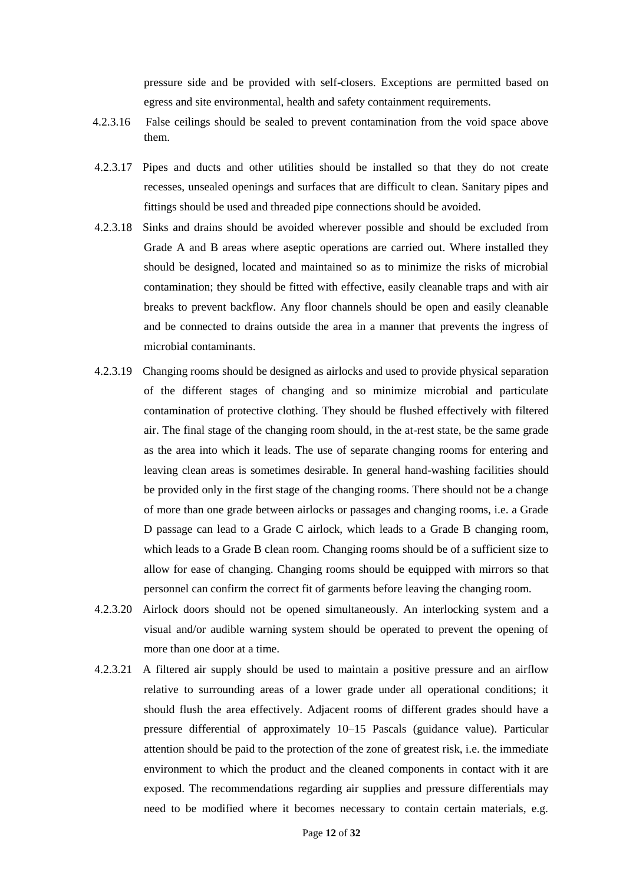pressure side and be provided with self-closers. Exceptions are permitted based on egress and site environmental, health and safety containment requirements.

4.2.3.16 False ceilings should be sealed to prevent contamination from the void space above them.

4.2.3.17 Pipes and ducts and other utilities should be installed so that they do not create recesses, unsealed openings and surfaces that are difficult to clean. Sanitary pipes and fittings should be used and threaded pipe connections should be avoided.

4.2.3.18 Sinks and drains should be avoided wherever possible and should be excluded from Grade A and B areas where aseptic operations are carried out. Where installed they should be designed, located and maintained so as to minimize the risks of microbial contamination; they should be fitted with effective, easily cleanable traps and with air breaks to prevent backflow. Any floor channels should be open and easily cleanable and be connected to drains outside the area in a manner that prevents the ingress of microbial contaminants.

4.2.3.19 Changing rooms should be designed as airlocks and used to provide physical separation of the different stages of changing and so minimize microbial and particulate contamination of protective clothing. They should be flushed effectively with filtered air. The final stage of the changing room should, in the at-rest state, be the same grade as the area into which it leads. The use of separate changing rooms for entering and leaving clean areas is sometimes desirable. In general hand-washing facilities should be provided only in the first stage of the changing rooms. There should not be a change of more than one grade between airlocks or passages and changing rooms, i.e. a Grade D passage can lead to a Grade C airlock, which leads to a Grade B changing room, which leads to a Grade B clean room. Changing rooms should be of a sufficient size to allow for ease of changing. Changing rooms should be equipped with mirrors so that personnel can confirm the correct fit of garments before leaving the changing room.

4.2.3.20 Airlock doors should not be opened simultaneously. An interlocking system and a visual and/or audible warning system should be operated to prevent the opening of more than one door at a time.

4.2.3.21 A filtered air supply should be used to maintain a positive pressure and an airflow relative to surrounding areas of a lower grade under all operational conditions; it should flush the area effectively. Adjacent rooms of different grades should have a pressure differential of approximately 10–15 Pascals (guidance value). Particular attention should be paid to the protection of the zone of greatest risk, i.e. the immediate environment to which the product and the cleaned components in contact with it are exposed. The recommendations regarding air supplies and pressure differentials may need to be modified where it becomes necessary to contain certain materials, e.g.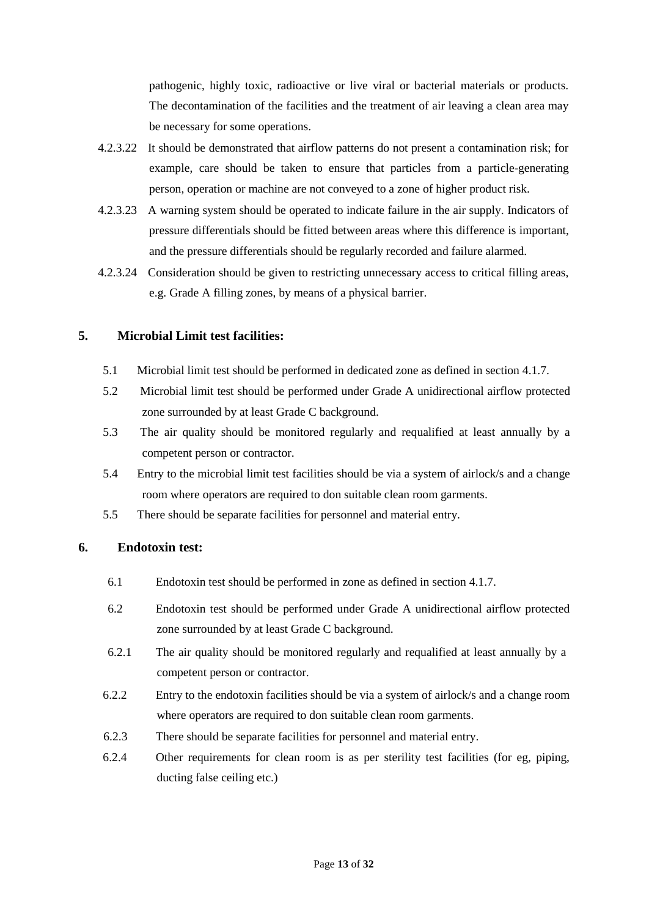pathogenic, highly toxic, radioactive or live viral or bacterial materials or products. The decontamination of the facilities and the treatment of air leaving a clean area may be necessary for some operations.

4.2.3.22 It should be demonstrated that airflow patterns do not present a contamination risk; for example, care should be taken to ensure that particles from a particle-generating person, operation or machine are not conveyed to a zone of higher product risk.

4.2.3.23 A warning system should be operated to indicate failure in the air supply. Indicators of pressure differentials should be fitted between areas where this difference is important, and the pressure differentials should be regularly recorded and failure alarmed.

4.2.3.24 Consideration should be given to restricting unnecessary access to critical filling areas, e.g. Grade A filling zones, by means of a physical barrier.

## 5. Microbial Limit test facilities:

5.1 Microbial limit test should be performed in dedicated zone as defined in section 4.1.7.

5.2 Microbial limit test should be performed under Grade A unidirectional airflow protected zone surrounded by at least Grade C background.

5.3 The air quality should be monitored regularly and requalified at least annually by a competent person or contractor.

5.4 Entry to the microbial limit test facilities should be via a system of airlock/s and a change room where operators are required to don suitable clean room garments.

5.5 There should be separate facilities for personnel and material entry.

## 6. Endotoxin test:

6.1 Endotoxin test should be performed in zone as defined in section 4.1.7.

6.2 Endotoxin test should be performed under Grade A unidirectional airflow protected zone surrounded by at least Grade C background.

6.2.1 The air quality should be monitored regularly and requalified at least annually by a competent person or contractor.

6.2.2 Entry to the endotoxin facilities should be via a system of airlock/s and a change room where operators are required to don suitable clean room garments.

6.2.3 There should be separate facilities for personnel and material entry.

6.2.4 Other requirements for clean room is as per sterility test facilities (for eg, piping, ducting false ceiling etc.)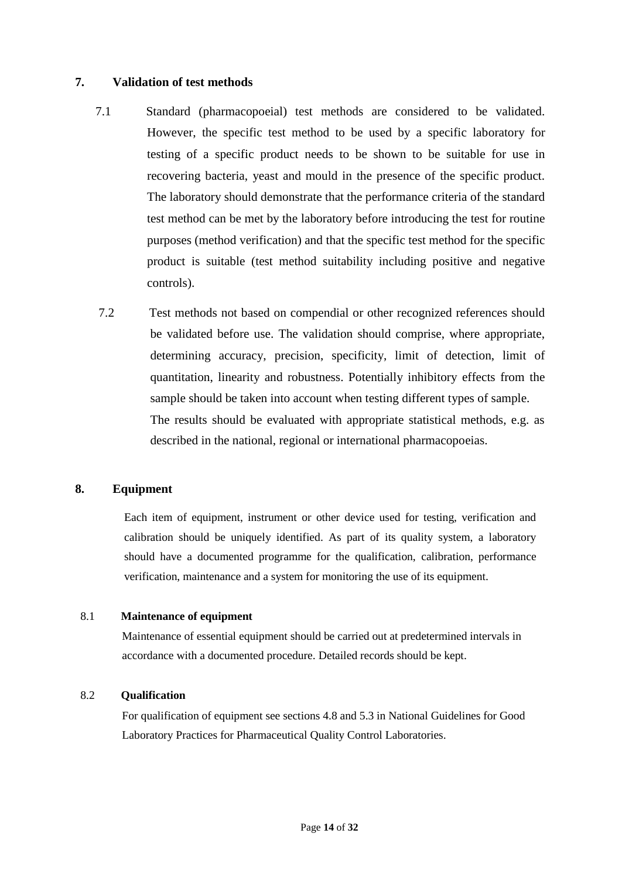## 7. Validation of test methods

7.1 Standard (pharmacopoeial) test methods are considered to be validated. However, the specific test method to be used by a specific laboratory for testing of a specific product needs to be shown to be suitable for use in recovering bacteria, yeast and mould in the presence of the specific product. The laboratory should demonstrate that the performance criteria of the standard test method can be met by the laboratory before introducing the test for routine purposes (method verification) and that the specific test method for the specific product is suitable (test method suitability including positive and negative controls).

7.2 Test methods not based on compendial or other recognized references should be validated before use. The validation should comprise, where appropriate, determining accuracy, precision, specificity, limit of detection, limit of quantitation, linearity and robustness. Potentially inhibitory effects from the sample should be taken into account when testing different types of sample. The results should be evaluated with appropriate statistical methods, e.g. as described in the national, regional or international pharmacopoeias.

## 8. Equipment

Each item of equipment, instrument or other device used for testing, verification and calibration should be uniquely identified. As part of its quality system, a laboratory should have a documented programme for the qualification, calibration, performance verification, maintenance and a system for monitoring the use of its equipment.

### 8.1 Maintenance of equipment

Maintenance of essential equipment should be carried out at predetermined intervals in accordance with a documented procedure. Detailed records should be kept.

### 8.2 Qualification

For qualification of equipment see sections 4.8 and 5.3 in National Guidelines for Good Laboratory Practices for Pharmaceutical Quality Control Laboratories.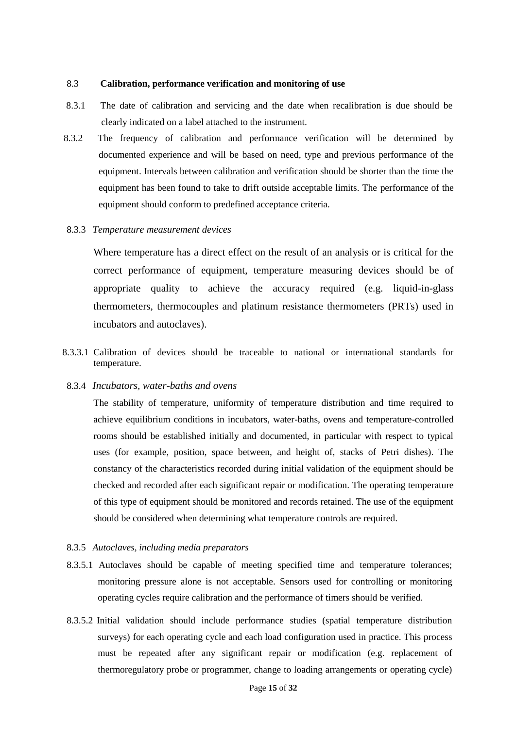### 8.3 Calibration, performance verification and monitoring of use

8.3.1 The date of calibration and servicing and the date when recalibration is due should be clearly indicated on a label attached to the instrument.

8.3.2 The frequency of calibration and performance verification will be determined by documented experience and will be based on need, type and previous performance of the equipment. Intervals between calibration and verification should be shorter than the time the equipment has been found to take to drift outside acceptable limits. The performance of the equipment should conform to predefined acceptance criteria.

8.3.3 *Temperature measurement devices*

Where temperature has a direct effect on the result of an analysis or is critical for the correct performance of equipment, temperature measuring devices should be of appropriate quality to achieve the accuracy required (e.g. liquid-in-glass thermometers, thermocouples and platinum resistance thermometers (PRTs) used in incubators and autoclaves).

8.3.3.1 Calibration of devices should be traceable to national or international standards for temperature.

8.3.4 *Incubators, water-baths and ovens*

The stability of temperature, uniformity of temperature distribution and time required to achieve equilibrium conditions in incubators, water-baths, ovens and temperature-controlled rooms should be established initially and documented, in particular with respect to typical uses (for example, position, space between, and height of, stacks of Petri dishes). The constancy of the characteristics recorded during initial validation of the equipment should be checked and recorded after each significant repair or modification. The operating temperature of this type of equipment should be monitored and records retained. The use of the equipment should be considered when determining what temperature controls are required.

8.3.5 *Autoclaves, including media preparators*

8.3.5.1 Autoclaves should be capable of meeting specified time and temperature tolerances; monitoring pressure alone is not acceptable. Sensors used for controlling or monitoring operating cycles require calibration and the performance of timers should be verified.

8.3.5.2 Initial validation should include performance studies (spatial temperature distribution surveys) for each operating cycle and each load configuration used in practice. This process must be repeated after any significant repair or modification (e.g. replacement of thermoregulatory probe or programmer, change to loading arrangements or operating cycle)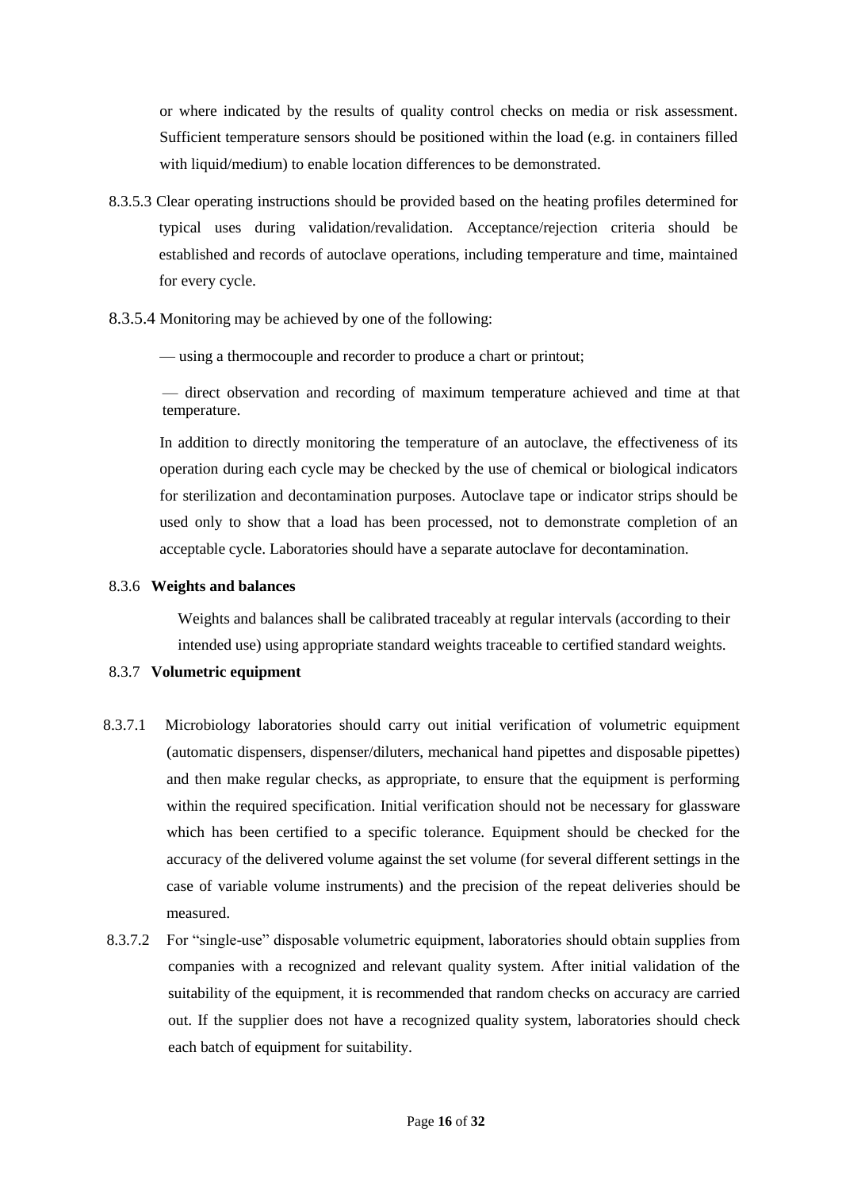or where indicated by the results of quality control checks on media or risk assessment. Sufficient temperature sensors should be positioned within the load (e.g. in containers filled with liquid/medium) to enable location differences to be demonstrated.

8.3.5.3 Clear operating instructions should be provided based on the heating profiles determined for typical uses during validation/revalidation. Acceptance/rejection criteria should be established and records of autoclave operations, including temperature and time, maintained for every cycle.

8.3.5.4 Monitoring may be achieved by one of the following:

— using a thermocouple and recorder to produce a chart or printout;

— direct observation and recording of maximum temperature achieved and time at that temperature.

In addition to directly monitoring the temperature of an autoclave, the effectiveness of its operation during each cycle may be checked by the use of chemical or biological indicators for sterilization and decontamination purposes. Autoclave tape or indicator strips should be used only to show that a load has been processed, not to demonstrate completion of an acceptable cycle. Laboratories should have a separate autoclave for decontamination.

### 8.3.6 Weights and balances

Weights and balances shall be calibrated traceably at regular intervals (according to their intended use) using appropriate standard weights traceable to certified standard weights.

### 8.3.7 Volumetric equipment

8.3.7.1 Microbiology laboratories should carry out initial verification of volumetric equipment (automatic dispensers, dispenser/diluters, mechanical hand pipettes and disposable pipettes) and then make regular checks, as appropriate, to ensure that the equipment is performing within the required specification. Initial verification should not be necessary for glassware which has been certified to a specific tolerance. Equipment should be checked for the accuracy of the delivered volume against the set volume (for several different settings in the case of variable volume instruments) and the precision of the repeat deliveries should be measured.

8.3.7.2 For "single-use" disposable volumetric equipment, laboratories should obtain supplies from companies with a recognized and relevant quality system. After initial validation of the suitability of the equipment, it is recommended that random checks on accuracy are carried out. If the supplier does not have a recognized quality system, laboratories should check each batch of equipment for suitability.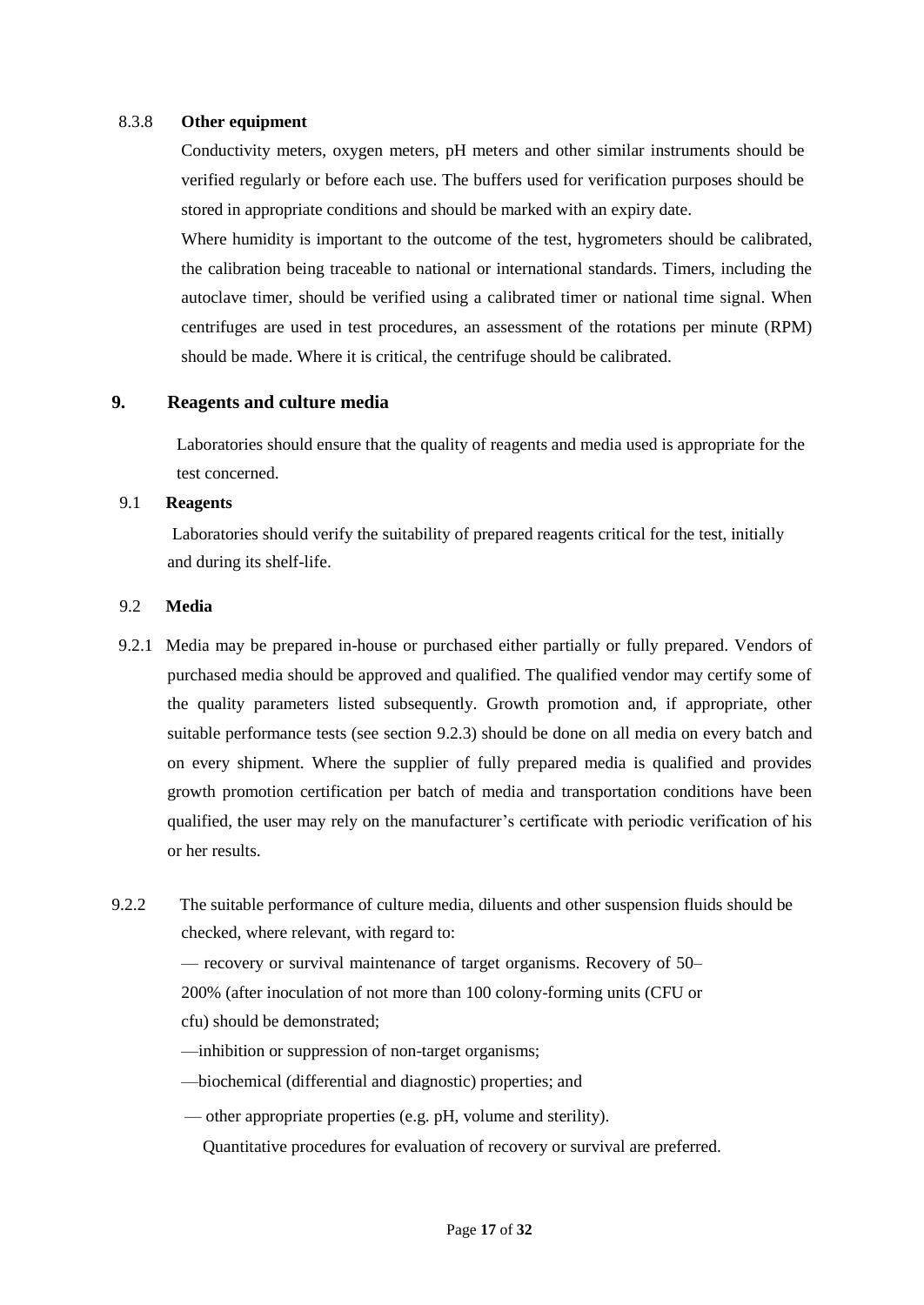#### 8.3.8 Other equipment

Conductivity meters, oxygen meters, pH meters and other similar instruments should be verified regularly or before each use. The buffers used for verification purposes should be stored in appropriate conditions and should be marked with an expiry date.

Where humidity is important to the outcome of the test, hygrometers should be calibrated, the calibration being traceable to national or international standards. Timers, including the autoclave timer, should be verified using a calibrated timer or national time signal. When centrifuges are used in test procedures, an assessment of the rotations per minute (RPM) should be made. Where it is critical, the centrifuge should be calibrated.

## 9. Reagents and culture media

Laboratories should ensure that the quality of reagents and media used is appropriate for the test concerned.

### 9.1 Reagents

Laboratories should verify the suitability of prepared reagents critical for the test, initially and during its shelf-life.

### 9.2 Media

9.2.1 Media may be prepared in-house or purchased either partially or fully prepared. Vendors of purchased media should be approved and qualified. The qualified vendor may certify some of the quality parameters listed subsequently. Growth promotion and, if appropriate, other suitable performance tests (see section 9.2.3) should be done on all media on every batch and on every shipment. Where the supplier of fully prepared media is qualified and provides growth promotion certification per batch of media and transportation conditions have been qualified, the user may rely on the manufacturer's certificate with periodic verification of his or her results.

9.2.2 The suitable performance of culture media, diluents and other suspension fluids should be checked, where relevant, with regard to:

— recovery or survival maintenance of target organisms. Recovery of 50–200% (after inoculation of not more than 100 colony-forming units (CFU or cfu) should be demonstrated;

—inhibition or suppression of non-target organisms;

—biochemical (differential and diagnostic) properties; and

— other appropriate properties (e.g. pH, volume and sterility).

Quantitative procedures for evaluation of recovery or survival are preferred.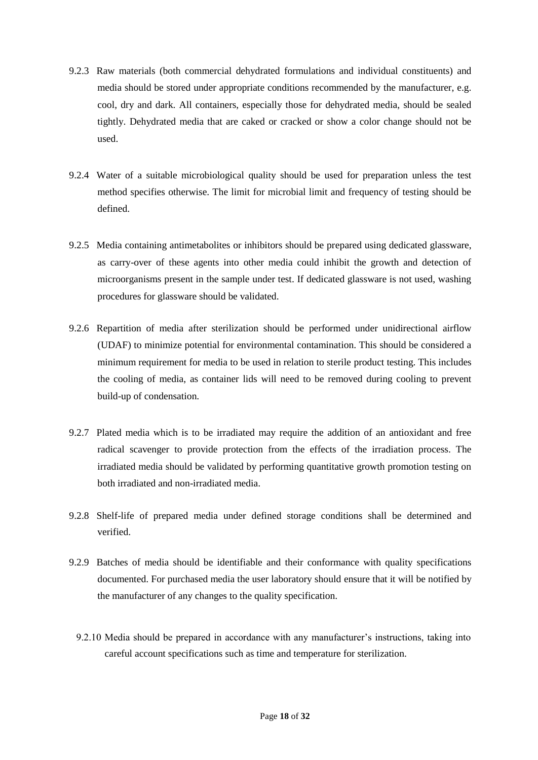9.2.3 Raw materials (both commercial dehydrated formulations and individual constituents) and media should be stored under appropriate conditions recommended by the manufacturer, e.g. cool, dry and dark. All containers, especially those for dehydrated media, should be sealed tightly. Dehydrated media that are caked or cracked or show a color change should not be used.

9.2.4 Water of a suitable microbiological quality should be used for preparation unless the test method specifies otherwise. The limit for microbial limit and frequency of testing should be defined.

9.2.5 Media containing antimetabolites or inhibitors should be prepared using dedicated glassware, as carry-over of these agents into other media could inhibit the growth and detection of microorganisms present in the sample under test. If dedicated glassware is not used, washing procedures for glassware should be validated.

9.2.6 Repartition of media after sterilization should be performed under unidirectional airflow (UDAF) to minimize potential for environmental contamination. This should be considered a minimum requirement for media to be used in relation to sterile product testing. This includes the cooling of media, as container lids will need to be removed during cooling to prevent build-up of condensation.

9.2.7 Plated media which is to be irradiated may require the addition of an antioxidant and free radical scavenger to provide protection from the effects of the irradiation process. The irradiated media should be validated by performing quantitative growth promotion testing on both irradiated and non-irradiated media.

9.2.8 Shelf-life of prepared media under defined storage conditions shall be determined and verified.

9.2.9 Batches of media should be identifiable and their conformance with quality specifications documented. For purchased media the user laboratory should ensure that it will be notified by the manufacturer of any changes to the quality specification.

9.2.10 Media should be prepared in accordance with any manufacturer's instructions, taking into careful account specifications such as time and temperature for sterilization.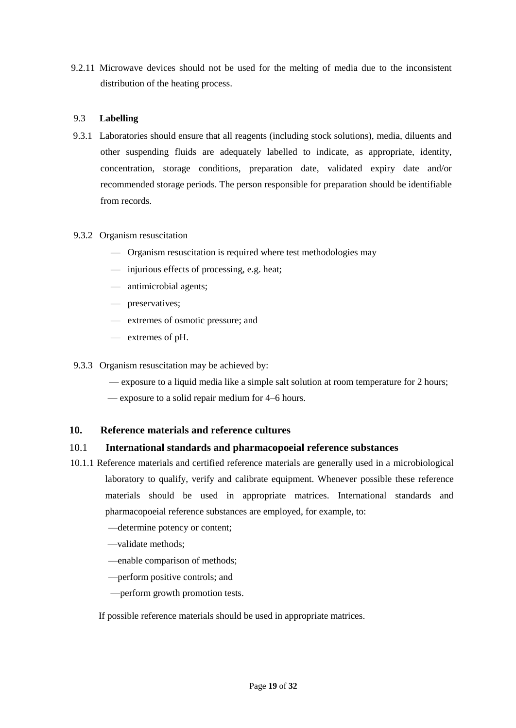9.2.11 Microwave devices should not be used for the melting of media due to the inconsistent distribution of the heating process.

### 9.3 Labelling

9.3.1 Laboratories should ensure that all reagents (including stock solutions), media, diluents and other suspending fluids are adequately labelled to indicate, as appropriate, identity, concentration, storage conditions, preparation date, validated expiry date and/or recommended storage periods. The person responsible for preparation should be identifiable from records.

9.3.2 Organism resuscitation

- Organism resuscitation is required where test methodologies may
- injurious effects of processing, e.g. heat;
- antimicrobial agents;
- preservatives;
- extremes of osmotic pressure; and
- extremes of pH.

9.3.3 Organism resuscitation may be achieved by:

- exposure to a liquid media like a simple salt solution at room temperature for 2 hours;
- exposure to a solid repair medium for 4–6 hours.

## 10. Reference materials and reference cultures

### 10.1 International standards and pharmacopoeial reference substances

10.1.1 Reference materials and certified reference materials are generally used in a microbiological laboratory to qualify, verify and calibrate equipment. Whenever possible these reference materials should be used in appropriate matrices. International standards and pharmacopoeial reference substances are employed, for example, to:

- determine potency or content;
- validate methods;
- enable comparison of methods;
- perform positive controls; and
- perform growth promotion tests.

If possible reference materials should be used in appropriate matrices.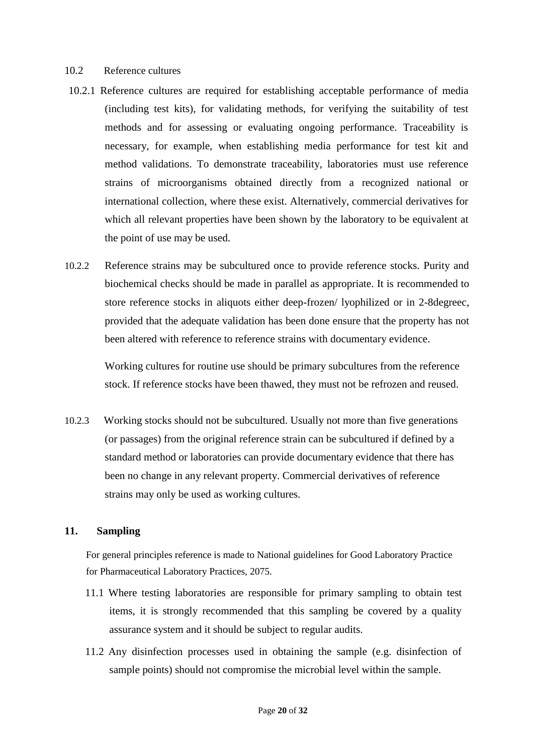10.2 Reference cultures

10.2.1 Reference cultures are required for establishing acceptable performance of media (including test kits), for validating methods, for verifying the suitability of test methods and for assessing or evaluating ongoing performance. Traceability is necessary, for example, when establishing media performance for test kit and method validations. To demonstrate traceability, laboratories must use reference strains of microorganisms obtained directly from a recognized national or international collection, where these exist. Alternatively, commercial derivatives for which all relevant properties have been shown by the laboratory to be equivalent at the point of use may be used.

10.2.2 Reference strains may be subcultured once to provide reference stocks. Purity and biochemical checks should be made in parallel as appropriate. It is recommended to store reference stocks in aliquots either deep-frozen/ lyophilized or in 2-8degreec, provided that the adequate validation has been done ensure that the property has not been altered with reference to reference strains with documentary evidence.

Working cultures for routine use should be primary subcultures from the reference stock. If reference stocks have been thawed, they must not be refrozen and reused.

10.2.3 Working stocks should not be subcultured. Usually not more than five generations (or passages) from the original reference strain can be subcultured if defined by a standard method or laboratories can provide documentary evidence that there has been no change in any relevant property. Commercial derivatives of reference strains may only be used as working cultures.

## 11. Sampling

For general principles reference is made to National guidelines for Good Laboratory Practice for Pharmaceutical Laboratory Practices, 2075.

11.1 Where testing laboratories are responsible for primary sampling to obtain test items, it is strongly recommended that this sampling be covered by a quality assurance system and it should be subject to regular audits.

11.2 Any disinfection processes used in obtaining the sample (e.g. disinfection of sample points) should not compromise the microbial level within the sample.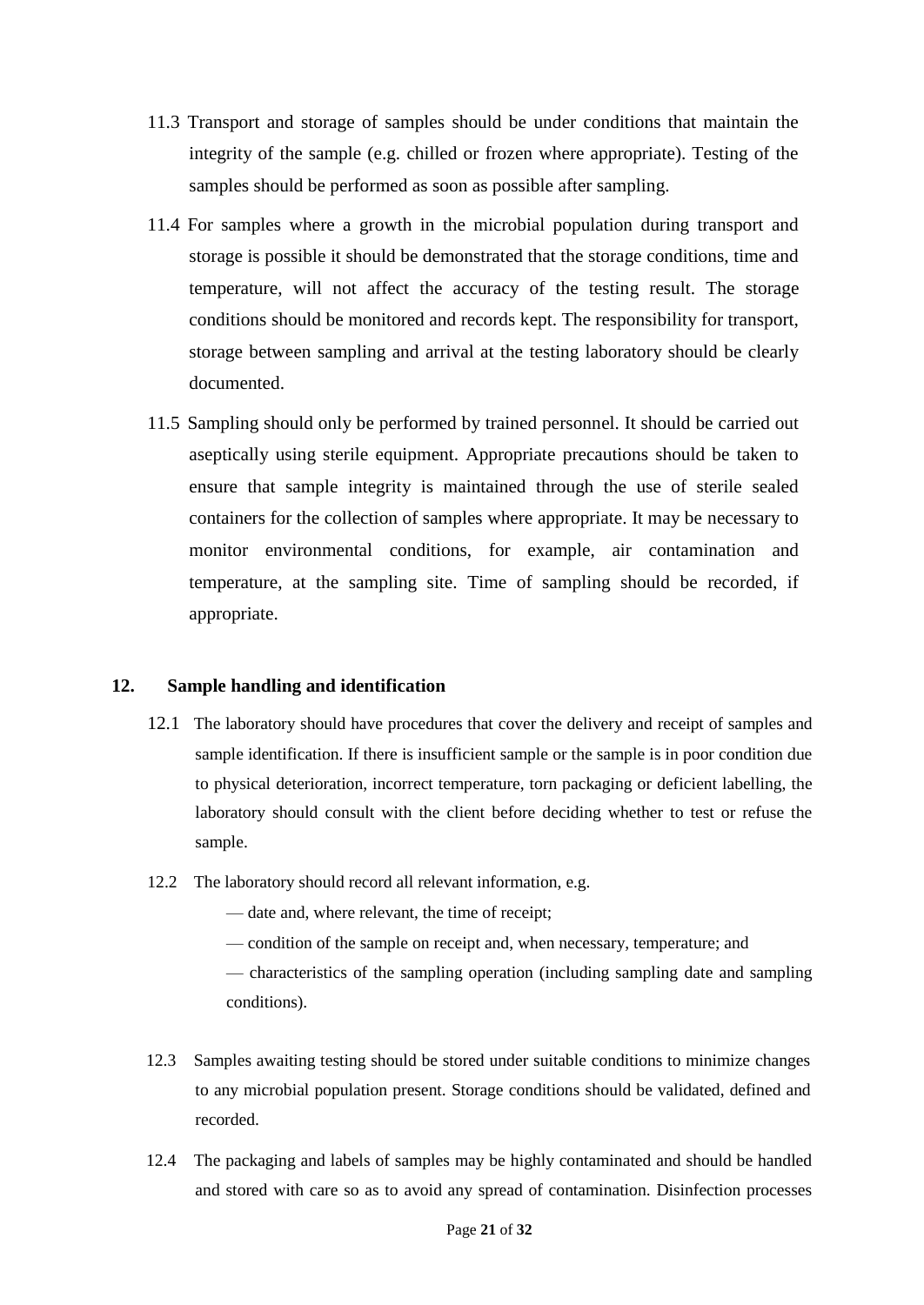11.3 Transport and storage of samples should be under conditions that maintain the integrity of the sample (e.g. chilled or frozen where appropriate). Testing of the samples should be performed as soon as possible after sampling.

11.4 For samples where a growth in the microbial population during transport and storage is possible it should be demonstrated that the storage conditions, time and temperature, will not affect the accuracy of the testing result. The storage conditions should be monitored and records kept. The responsibility for transport, storage between sampling and arrival at the testing laboratory should be clearly documented.

11.5 Sampling should only be performed by trained personnel. It should be carried out aseptically using sterile equipment. Appropriate precautions should be taken to ensure that sample integrity is maintained through the use of sterile sealed containers for the collection of samples where appropriate. It may be necessary to monitor environmental conditions, for example, air contamination and temperature, at the sampling site. Time of sampling should be recorded, if appropriate.

## 12. Sample handling and identification

12.1 The laboratory should have procedures that cover the delivery and receipt of samples and sample identification. If there is insufficient sample or the sample is in poor condition due to physical deterioration, incorrect temperature, torn packaging or deficient labelling, the laboratory should consult with the client before deciding whether to test or refuse the sample.

12.2 The laboratory should record all relevant information, e.g.

— date and, where relevant, the time of receipt;

— condition of the sample on receipt and, when necessary, temperature; and

— characteristics of the sampling operation (including sampling date and sampling conditions).

12.3 Samples awaiting testing should be stored under suitable conditions to minimize changes to any microbial population present. Storage conditions should be validated, defined and recorded.

12.4 The packaging and labels of samples may be highly contaminated and should be handled and stored with care so as to avoid any spread of contamination. Disinfection processes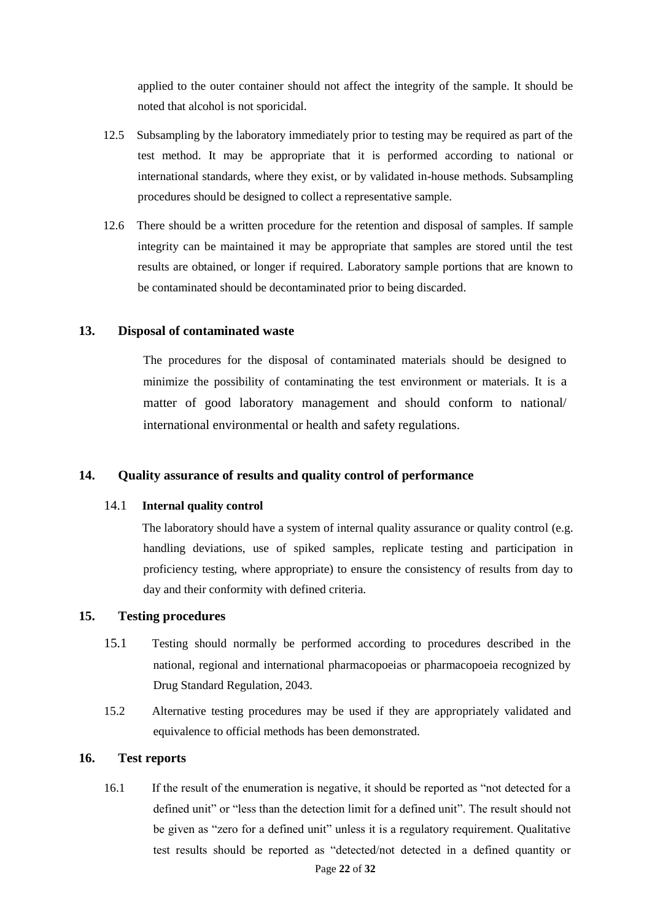applied to the outer container should not affect the integrity of the sample. It should be noted that alcohol is not sporicidal.

12.5 Subsampling by the laboratory immediately prior to testing may be required as part of the test method. It may be appropriate that it is performed according to national or international standards, where they exist, or by validated in-house methods. Subsampling procedures should be designed to collect a representative sample.

12.6 There should be a written procedure for the retention and disposal of samples. If sample integrity can be maintained it may be appropriate that samples are stored until the test results are obtained, or longer if required. Laboratory sample portions that are known to be contaminated should be decontaminated prior to being discarded.

## 13. Disposal of contaminated waste

The procedures for the disposal of contaminated materials should be designed to minimize the possibility of contaminating the test environment or materials. It is a matter of good laboratory management and should conform to national/ international environmental or health and safety regulations.

## 14. Quality assurance of results and quality control of performance

### 14.1 Internal quality control

The laboratory should have a system of internal quality assurance or quality control (e.g. handling deviations, use of spiked samples, replicate testing and participation in proficiency testing, where appropriate) to ensure the consistency of results from day to day and their conformity with defined criteria.

## 15. Testing procedures

15.1 Testing should normally be performed according to procedures described in the national, regional and international pharmacopoeias or pharmacopoeia recognized by Drug Standard Regulation, 2043.

15.2 Alternative testing procedures may be used if they are appropriately validated and equivalence to official methods has been demonstrated.

## 16. Test reports

16.1 If the result of the enumeration is negative, it should be reported as "not detected for a defined unit" or "less than the detection limit for a defined unit". The result should not be given as "zero for a defined unit" unless it is a regulatory requirement. Qualitative test results should be reported as "detected/not detected in a defined quantity or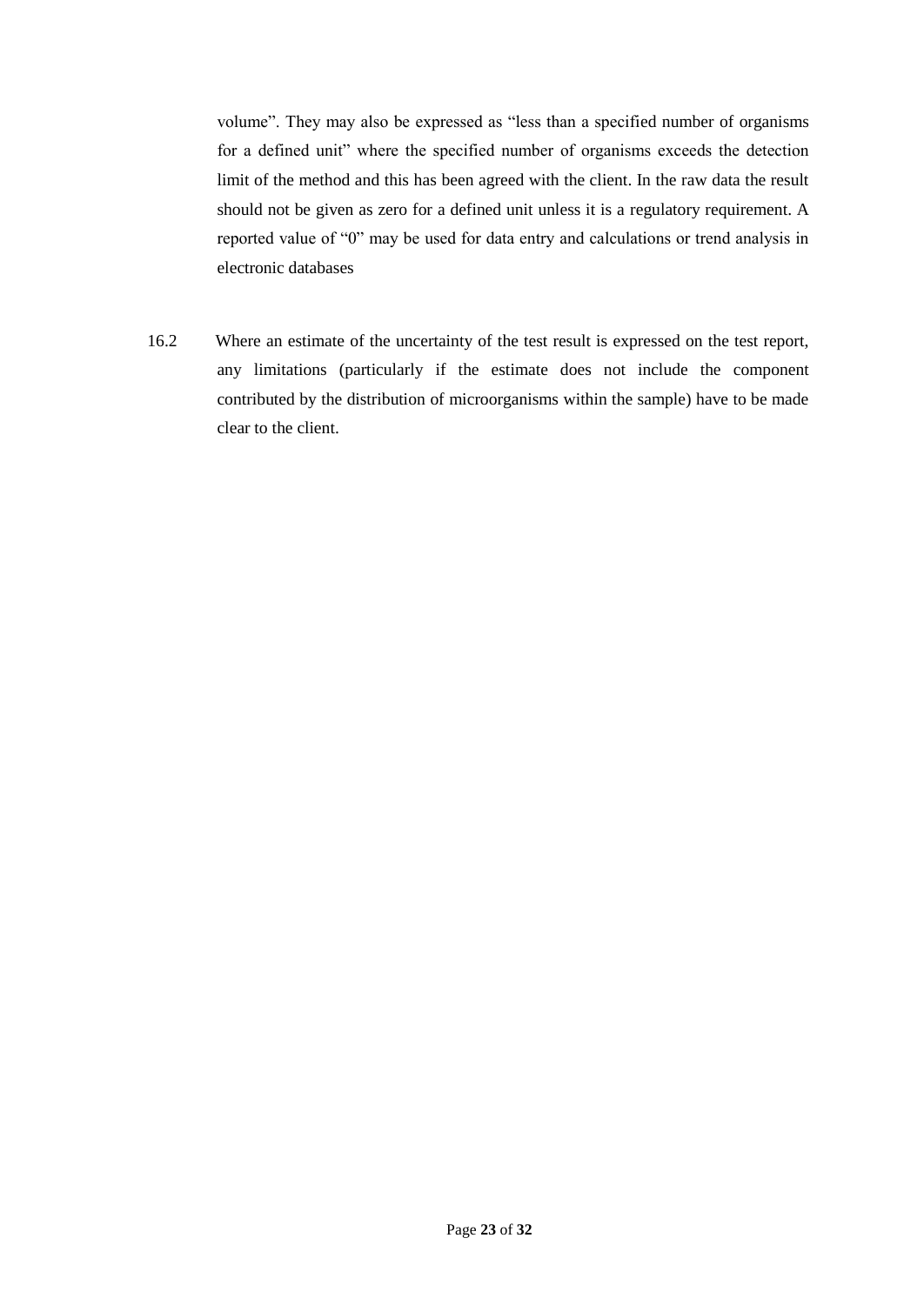volume". They may also be expressed as "less than a specified number of organisms for a defined unit" where the specified number of organisms exceeds the detection limit of the method and this has been agreed with the client. In the raw data the result should not be given as zero for a defined unit unless it is a regulatory requirement. A reported value of "0" may be used for data entry and calculations or trend analysis in electronic databases

16.2 Where an estimate of the uncertainty of the test result is expressed on the test report, any limitations (particularly if the estimate does not include the component contributed by the distribution of microorganisms within the sample) have to be made clear to the client.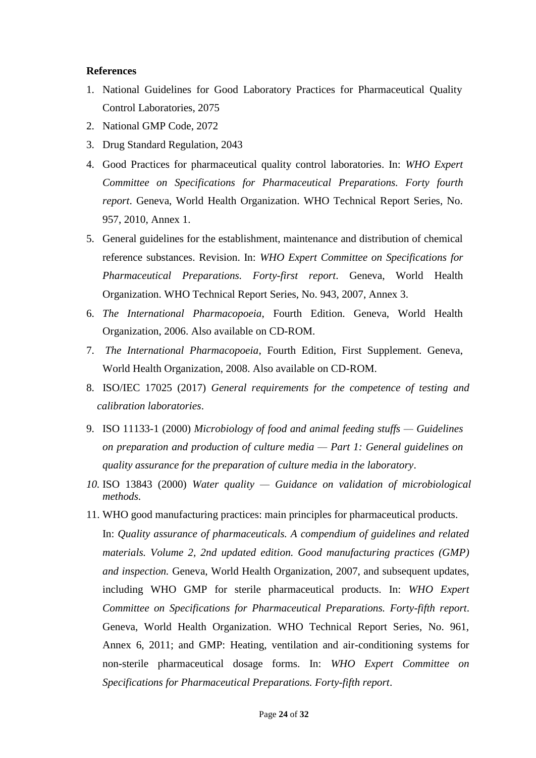**References**

1. National Guidelines for Good Laboratory Practices for Pharmaceutical Quality Control Laboratories, 2075
2. National GMP Code, 2072
3. Drug Standard Regulation, 2043
4. Good Practices for pharmaceutical quality control laboratories. In: *WHO Expert Committee on Specifications for Pharmaceutical Preparations. Forty fourth report*. Geneva, World Health Organization. WHO Technical Report Series, No. 957, 2010, Annex 1.
5. General guidelines for the establishment, maintenance and distribution of chemical reference substances. Revision. In: *WHO Expert Committee on Specifications for Pharmaceutical Preparations. Forty-first report*. Geneva, World Health Organization. WHO Technical Report Series, No. 943, 2007, Annex 3.
6. *The International Pharmacopoeia*, Fourth Edition. Geneva, World Health Organization, 2006. Also available on CD-ROM.
7. *The International Pharmacopoeia*, Fourth Edition, First Supplement. Geneva, World Health Organization, 2008. Also available on CD-ROM.
8. ISO/IEC 17025 (2017) *General requirements for the competence of testing and calibration laboratories*.
9. ISO 11133-1 (2000) *Microbiology of food and animal feeding stuffs — Guidelines on preparation and production of culture media — Part 1: General guidelines on quality assurance for the preparation of culture media in the laboratory*.
10. ISO 13843 (2000) *Water quality — Guidance on validation of microbiological methods*.
11. WHO good manufacturing practices: main principles for pharmaceutical products. In: *Quality assurance of pharmaceuticals. A compendium of guidelines and related materials. Volume 2, 2nd updated edition. Good manufacturing practices (GMP) and inspection.* Geneva, World Health Organization, 2007, and subsequent updates, including WHO GMP for sterile pharmaceutical products. In: *WHO Expert Committee on Specifications for Pharmaceutical Preparations. Forty-fifth report*. Geneva, World Health Organization. WHO Technical Report Series, No. 961, Annex 6, 2011; and GMP: Heating, ventilation and air-conditioning systems for non-sterile pharmaceutical dosage forms. In: *WHO Expert Committee on Specifications for Pharmaceutical Preparations. Forty-fifth report*.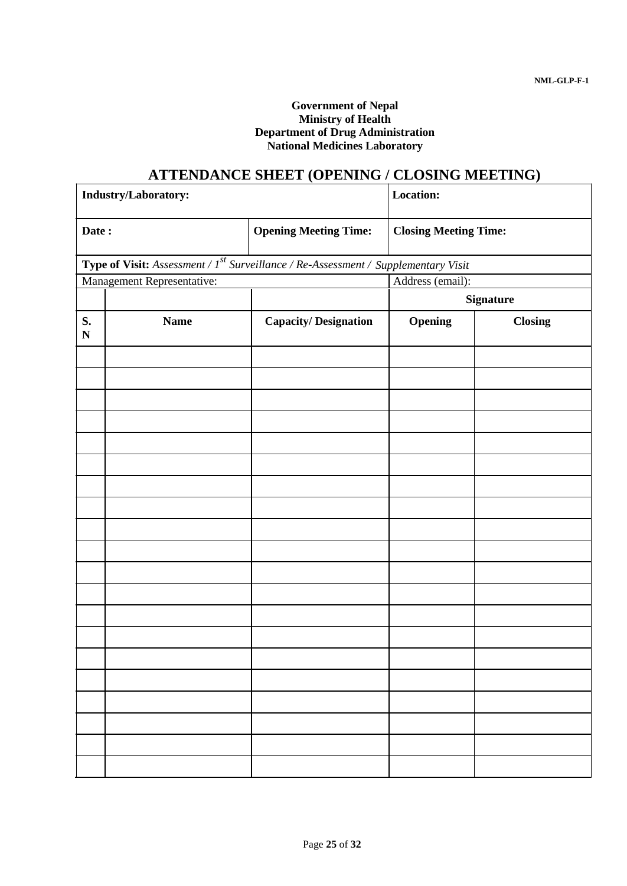NML-GLP-F-1

**Government of Nepal**
**Ministry of Health**
**Department of Drug Administration**
**National Medicines Laboratory**

# ATTENDANCE SHEET (OPENING / CLOSING MEETING)

| **Industry/Laboratory:** | | | **Location:** | |
|---|---|---|---|---|
| **Date :** | | **Opening Meeting Time:** | **Closing Meeting Time:** | |
| **Type of Visit:** *Assessment / 1st Surveillance / Re-Assessment / Supplementary Visit* | | | | |
| Management Representative: | | | Address (email): | |
| | | | **Signature** | |
| **S. N** | **Name** | **Capacity/ Designation** | **Opening** | **Closing** |
| | | | | |
| | | | | |
| | | | | |
| | | | | |
| | | | | |
| | | | | |
| | | | | |
| | | | | |
| | | | | |
| | | | | |
| | | | | |
| | | | | |
| | | | | |
| | | | | |
| | | | | |
| | | | | |
| | | | | |
| | | | | |
| | | | | |
| | | | | |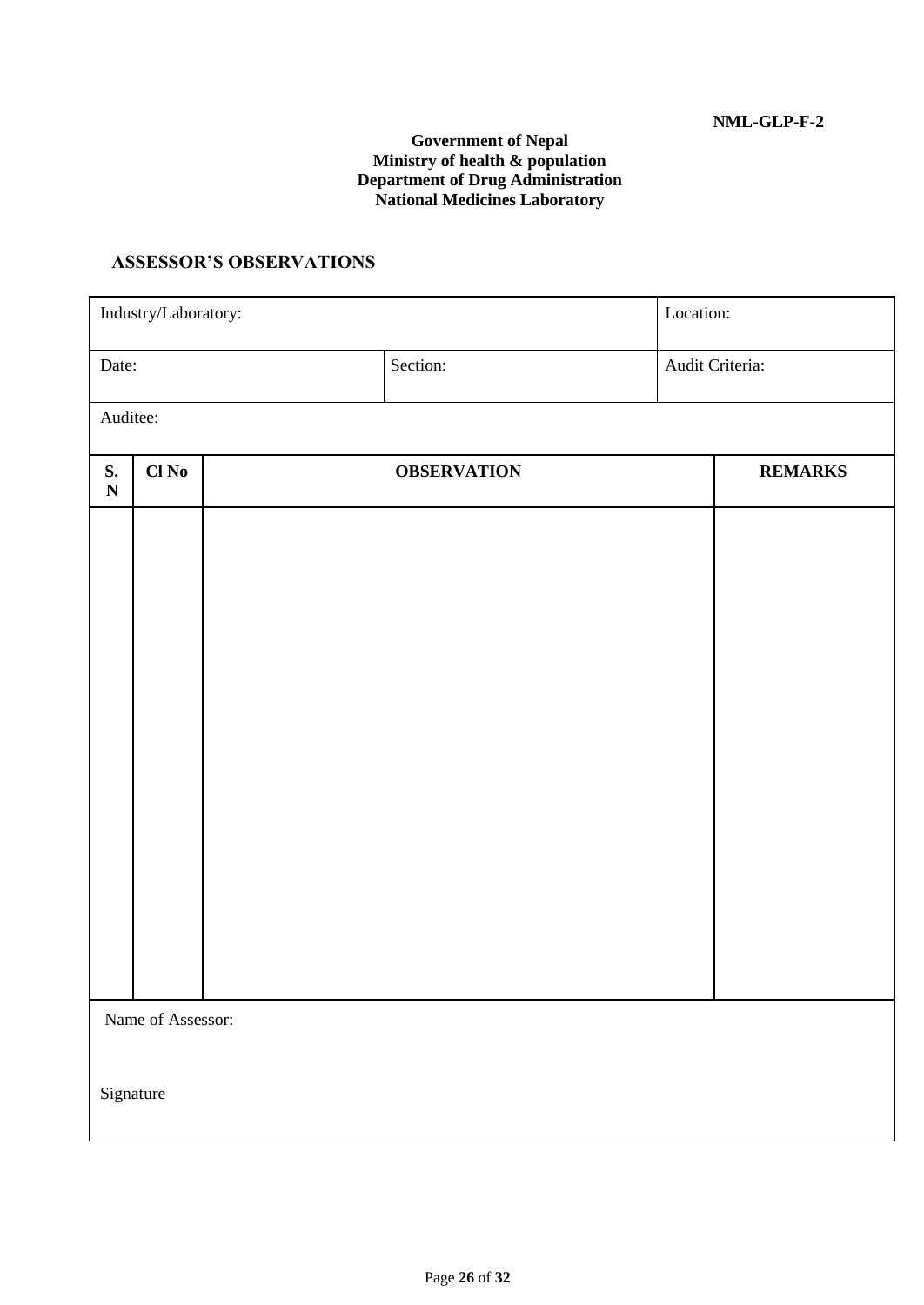NML-GLP-F-2

**Government of Nepal**
**Ministry of health & population**
**Department of Drug Administration**
**National Medicines Laboratory**

## ASSESSOR'S OBSERVATIONS

| Industry/Laboratory: | | Location: |
|---|---|---|
| Date: | Section: | Audit Criteria: |
| Auditee: | | |

| S. N | Cl No | OBSERVATION | REMARKS |
|---|---|---|---|
| | | | |

Name of Assessor:

Signature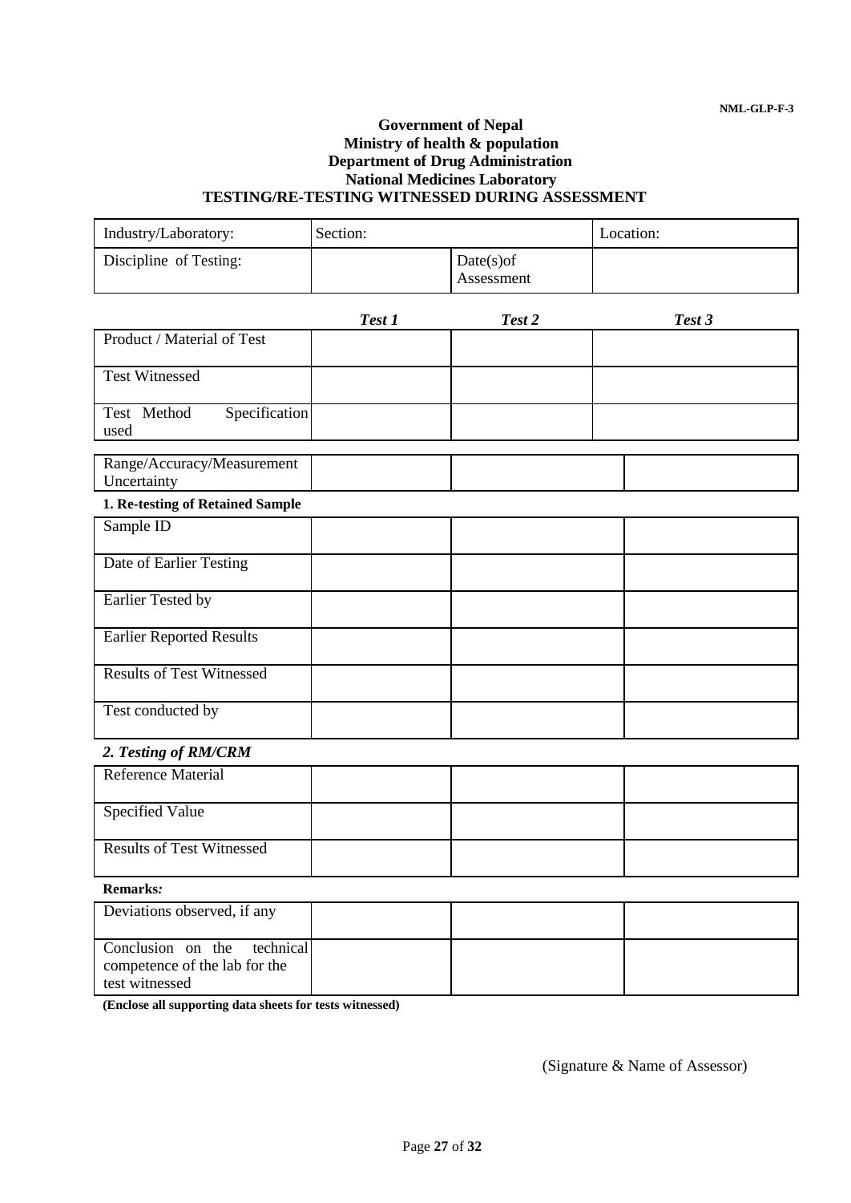NML-GLP-F-3

**Government of Nepal**
**Ministry of health & population**
**Department of Drug Administration**
**National Medicines Laboratory**
**TESTING/RE-TESTING WITNESSED DURING ASSESSMENT**

| Industry/Laboratory: | Section: | | Location: |
|---|---|---|---|
| Discipline of Testing: | | Date(s)of Assessment | |

| | ***Test 1*** | ***Test 2*** | ***Test 3*** |
|---|---|---|---|
| Product / Material of Test | | | |
| Test Witnessed | | | |
| Test Method Specification used | | | |
| Range/Accuracy/Measurement Uncertainty | | | |

**1. Re-testing of Retained Sample**

| | | | |
|---|---|---|---|
| Sample ID | | | |
| Date of Earlier Testing | | | |
| Earlier Tested by | | | |
| Earlier Reported Results | | | |
| Results of Test Witnessed | | | |
| Test conducted by | | | |

***2. Testing of RM/CRM***

| | | | |
|---|---|---|---|
| Reference Material | | | |
| Specified Value | | | |
| Results of Test Witnessed | | | |

**Remarks*:***

| | | | |
|---|---|---|---|
| Deviations observed, if any | | | |
| Conclusion on the technical competence of the lab for the test witnessed | | | |

**(Enclose all supporting data sheets for tests witnessed)**

(Signature & Name of Assessor)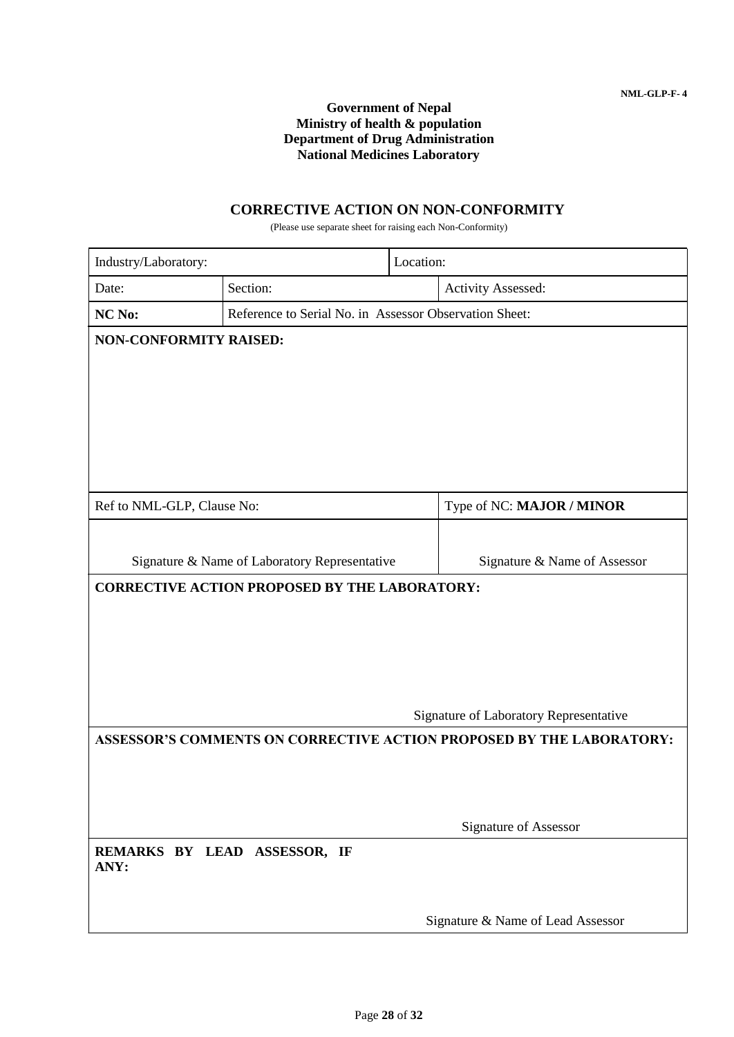NML-GLP-F- 4

**Government of Nepal**
**Ministry of health & population**
**Department of Drug Administration**
**National Medicines Laboratory**

## CORRECTIVE ACTION ON NON-CONFORMITY

(Please use separate sheet for raising each Non-Conformity)

| Industry/Laboratory: | | Location: | |
|---|---|---|---|
| Date: | Section: | | Activity Assessed: |
| **NC No:** | Reference to Serial No. in Assessor Observation Sheet: | | |
| **NON-CONFORMITY RAISED:** | | | |
| Ref to NML-GLP, Clause No: | | | Type of NC: **MAJOR / MINOR** |
| Signature & Name of Laboratory Representative | | | Signature & Name of Assessor |
| **CORRECTIVE ACTION PROPOSED BY THE LABORATORY:**<br><br>Signature of Laboratory Representative | | | |
| **ASSESSOR'S COMMENTS ON CORRECTIVE ACTION PROPOSED BY THE LABORATORY:**<br><br>Signature of Assessor | | | |
| **REMARKS BY LEAD ASSESSOR, IF ANY:**<br><br>Signature & Name of Lead Assessor | | | |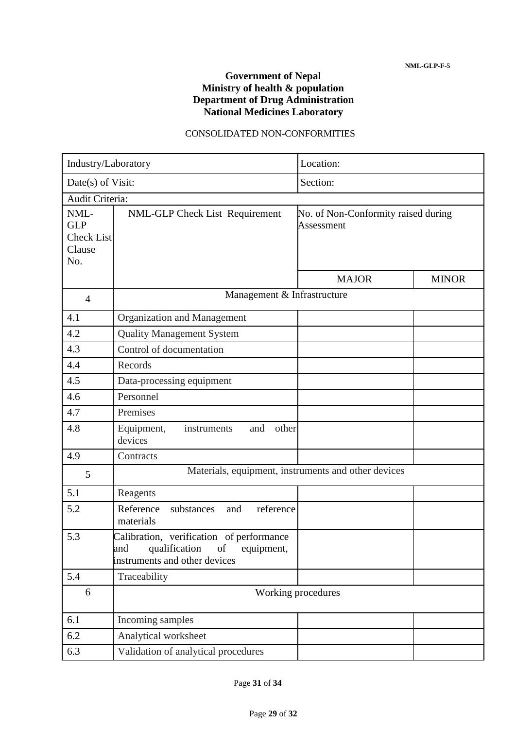NML-GLP-F-5

**Government of Nepal**
**Ministry of health & population**
**Department of Drug Administration**
**National Medicines Laboratory**

CONSOLIDATED NON-CONFORMITIES

| Industry/Laboratory | | Location: | |
|---|---|---|---|
| Date(s) of Visit: | | Section: | |
| Audit Criteria: | | | |
| NML-GLP Check List Clause No. | NML-GLP Check List Requirement | No. of Non-Conformity raised during Assessment | |
| | | MAJOR | MINOR |
| 4 | Management & Infrastructure | | |
| 4.1 | Organization and Management | | |
| 4.2 | Quality Management System | | |
| 4.3 | Control of documentation | | |
| 4.4 | Records | | |
| 4.5 | Data-processing equipment | | |
| 4.6 | Personnel | | |
| 4.7 | Premises | | |
| 4.8 | Equipment, instruments and other devices | | |
| 4.9 | Contracts | | |
| 5 | Materials, equipment, instruments and other devices | | |
| 5.1 | Reagents | | |
| 5.2 | Reference substances and reference materials | | |
| 5.3 | Calibration, verification of performance and qualification of equipment, instruments and other devices | | |
| 5.4 | Traceability | | |
| 6 | Working procedures | | |
| 6.1 | Incoming samples | | |
| 6.2 | Analytical worksheet | | |
| 6.3 | Validation of analytical procedures | | |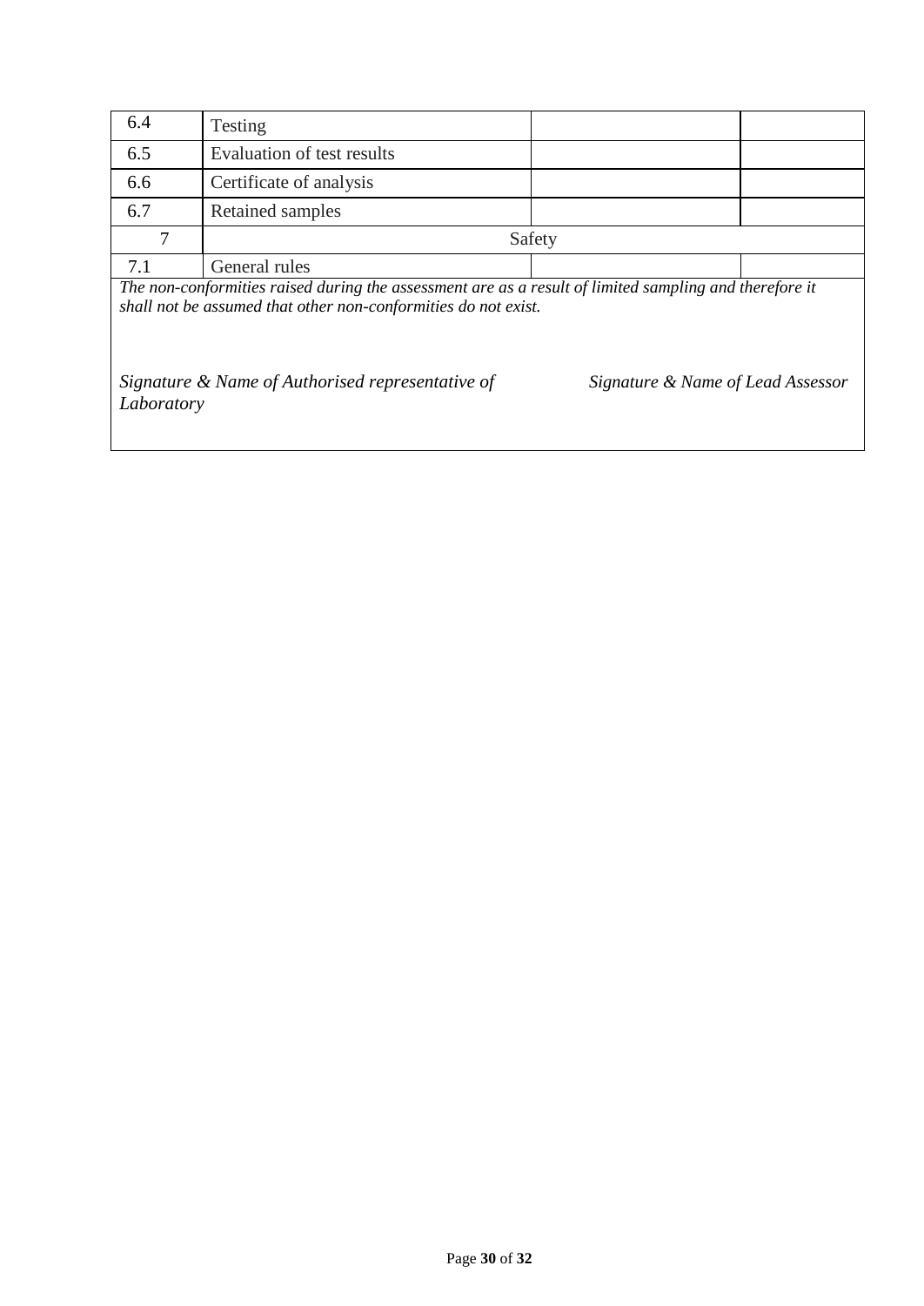| | | | |
|---|---|---|---|
| 6.4 | Testing | | |
| 6.5 | Evaluation of test results | | |
| 6.6 | Certificate of analysis | | |
| 6.7 | Retained samples | | |
| 7 | Safety | | |
| 7.1 | General rules | | |

*The non-conformities raised during the assessment are as a result of limited sampling and therefore it shall not be assumed that other non-conformities do not exist.*

*Signature & Name of Authorised representative of Laboratory*

*Signature & Name of Lead Assessor*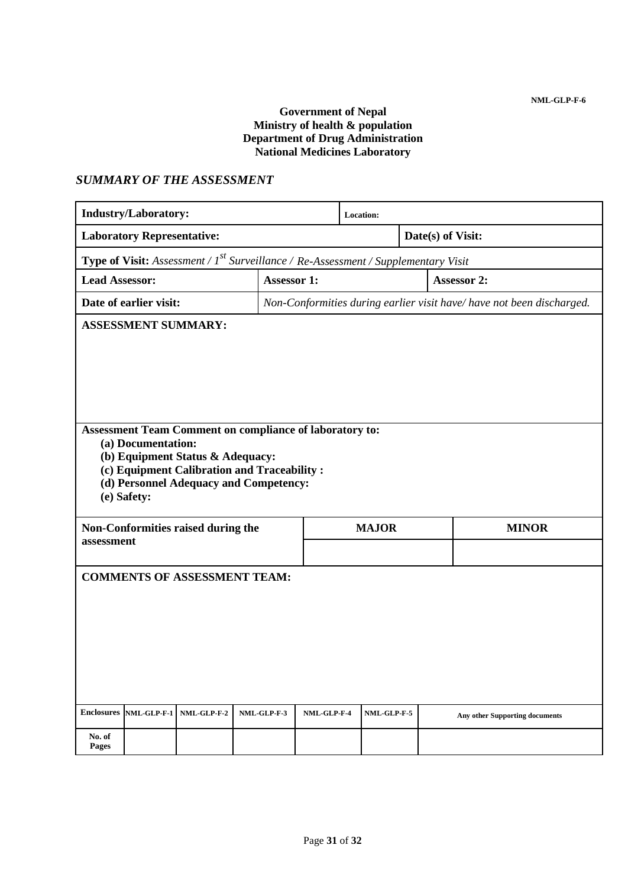NML-GLP-F-6

**Government of Nepal**
**Ministry of health & population**
**Department of Drug Administration**
**National Medicines Laboratory**

## *SUMMARY OF THE ASSESSMENT*

| **Industry/Laboratory:** | | **Location:** | |
|---|---|---|---|
| **Laboratory Representative:** | | | **Date(s) of Visit:** |
| **Type of Visit:** *Assessment / 1st Surveillance / Re-Assessment / Supplementary Visit* | | | |
| **Lead Assessor:** | **Assessor 1:** | | **Assessor 2:** |
| **Date of earlier visit:** | *Non-Conformities during earlier visit have/ have not been discharged.* | | |

**ASSESSMENT SUMMARY:**

**Assessment Team Comment on compliance of laboratory to:**

- **(a) Documentation:**
- **(b) Equipment Status & Adequacy:**
- **(c) Equipment Calibration and Traceability :**
- **(d) Personnel Adequacy and Competency:**
- **(e) Safety:**

| **Non-Conformities raised during the assessment** | **MAJOR** | **MINOR** |
|---|---|---|
| | | |

**COMMENTS OF ASSESSMENT TEAM:**

| **Enclosures** | **NML-GLP-F-1** | **NML-GLP-F-2** | **NML-GLP-F-3** | **NML-GLP-F-4** | **NML-GLP-F-5** | **Any other Supporting documents** |
|---|---|---|---|---|---|---|
| **No. of Pages** | | | | | | |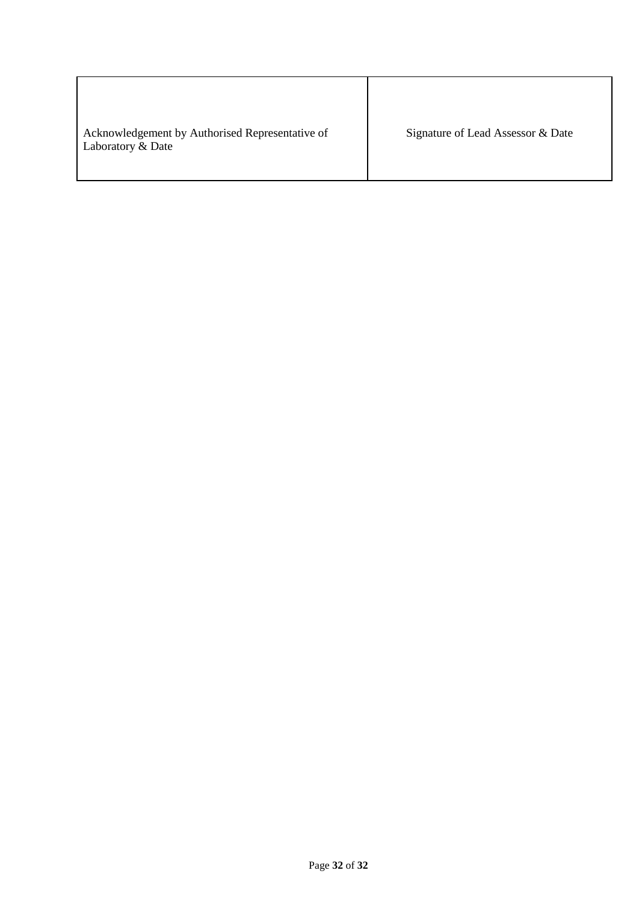| | |
|---|---|
| Acknowledgement by Authorised Representative of Laboratory & Date | Signature of Lead Assessor & Date |